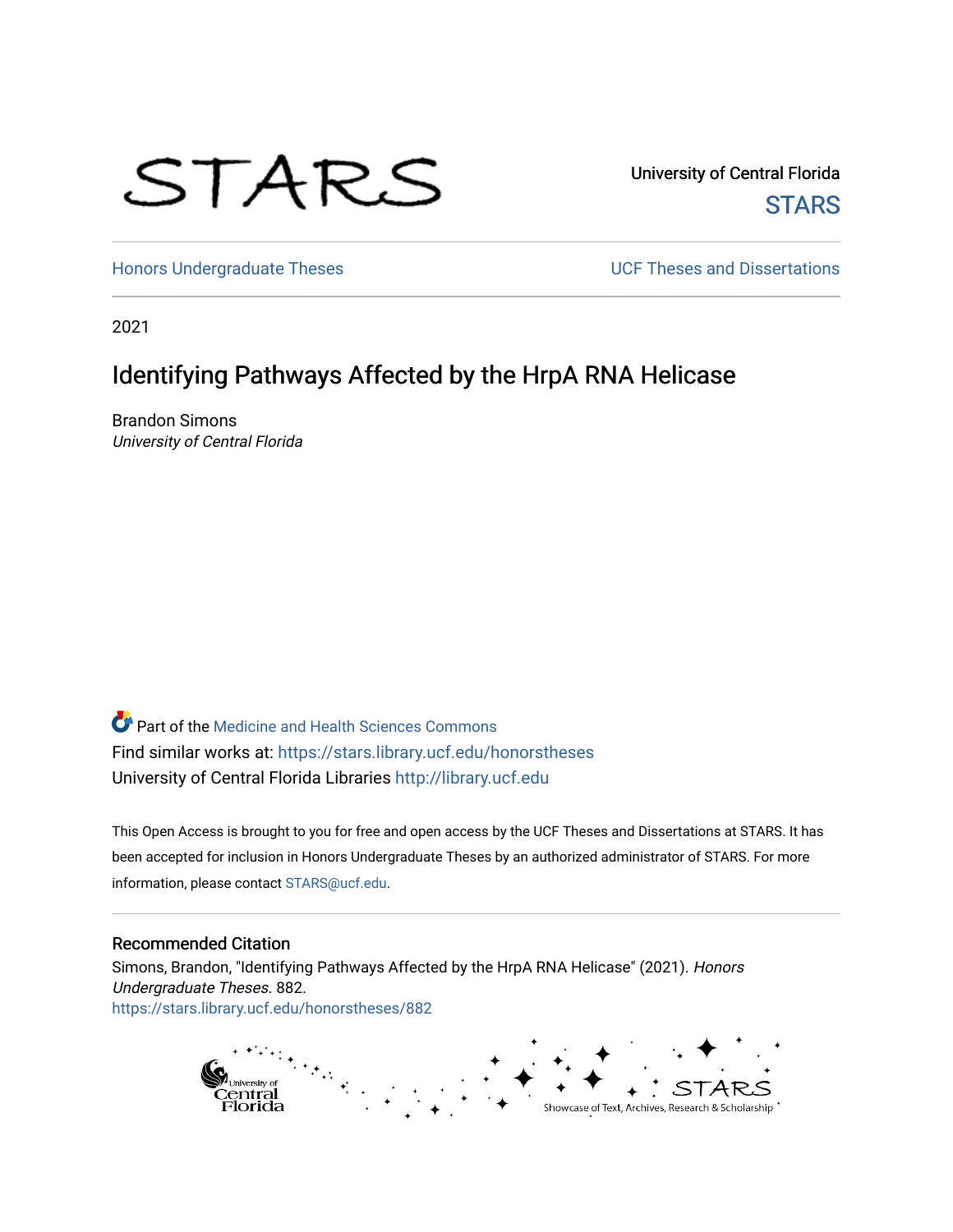University of Central Florida
STARS

Honors Undergraduate Theses

UCF Theses and Dissertations

2021

# Identifying Pathways Affected by the HrpA RNA Helicase

Brandon Simons
*University of Central Florida*

Part of the Medicine and Health Sciences Commons
Find similar works at: https://stars.library.ucf.edu/honorstheses
University of Central Florida Libraries http://library.ucf.edu

This Open Access is brought to you for free and open access by the UCF Theses and Dissertations at STARS. It has been accepted for inclusion in Honors Undergraduate Theses by an authorized administrator of STARS. For more information, please contact STARS@ucf.edu.

## Recommended Citation

Simons, Brandon, "Identifying Pathways Affected by the HrpA RNA Helicase" (2021). *Honors Undergraduate Theses*. 882.
https://stars.library.ucf.edu/honorstheses/882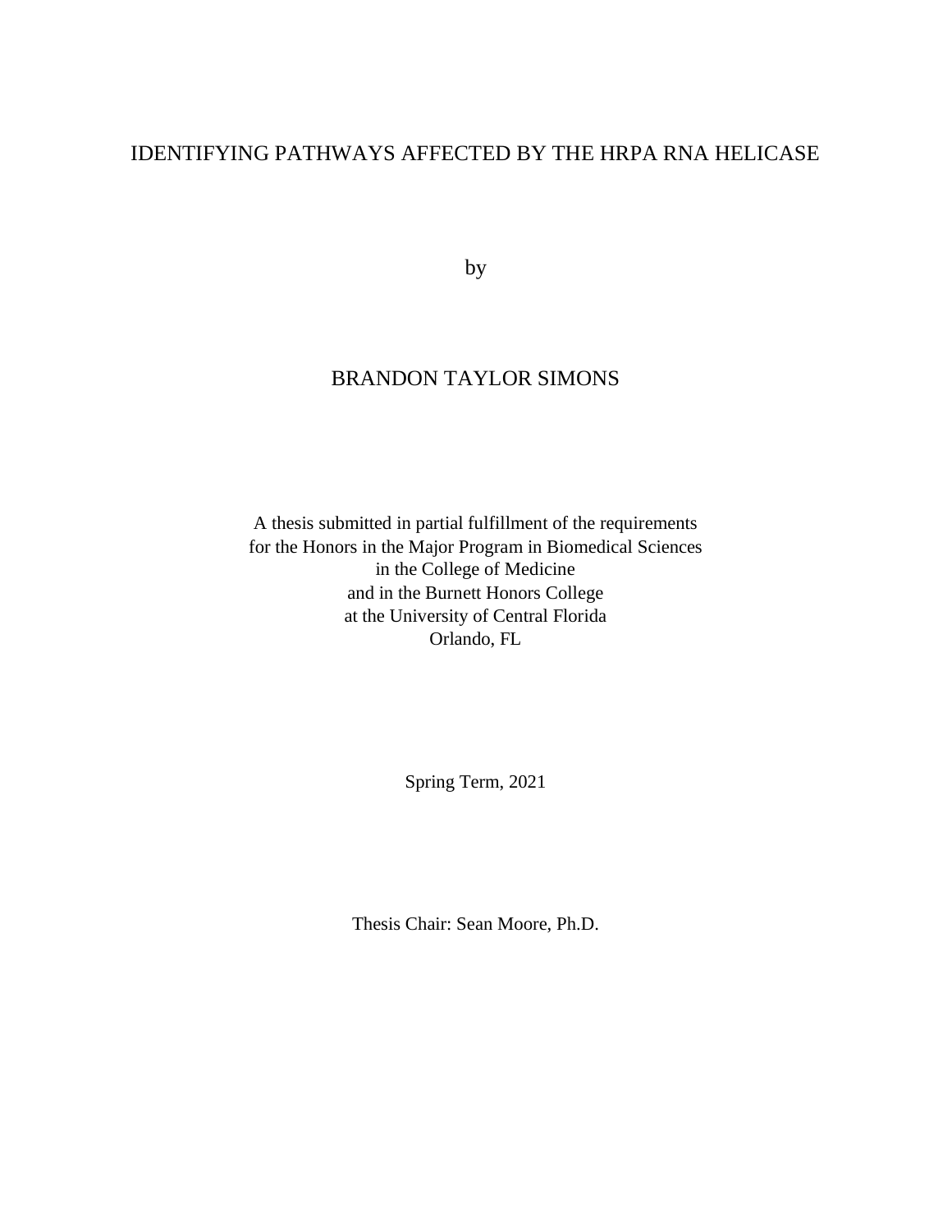# IDENTIFYING PATHWAYS AFFECTED BY THE HRPA RNA HELICASE

by

BRANDON TAYLOR SIMONS

A thesis submitted in partial fulfillment of the requirements
for the Honors in the Major Program in Biomedical Sciences
in the College of Medicine
and in the Burnett Honors College
at the University of Central Florida
Orlando, FL

Spring Term, 2021

Thesis Chair: Sean Moore, Ph.D.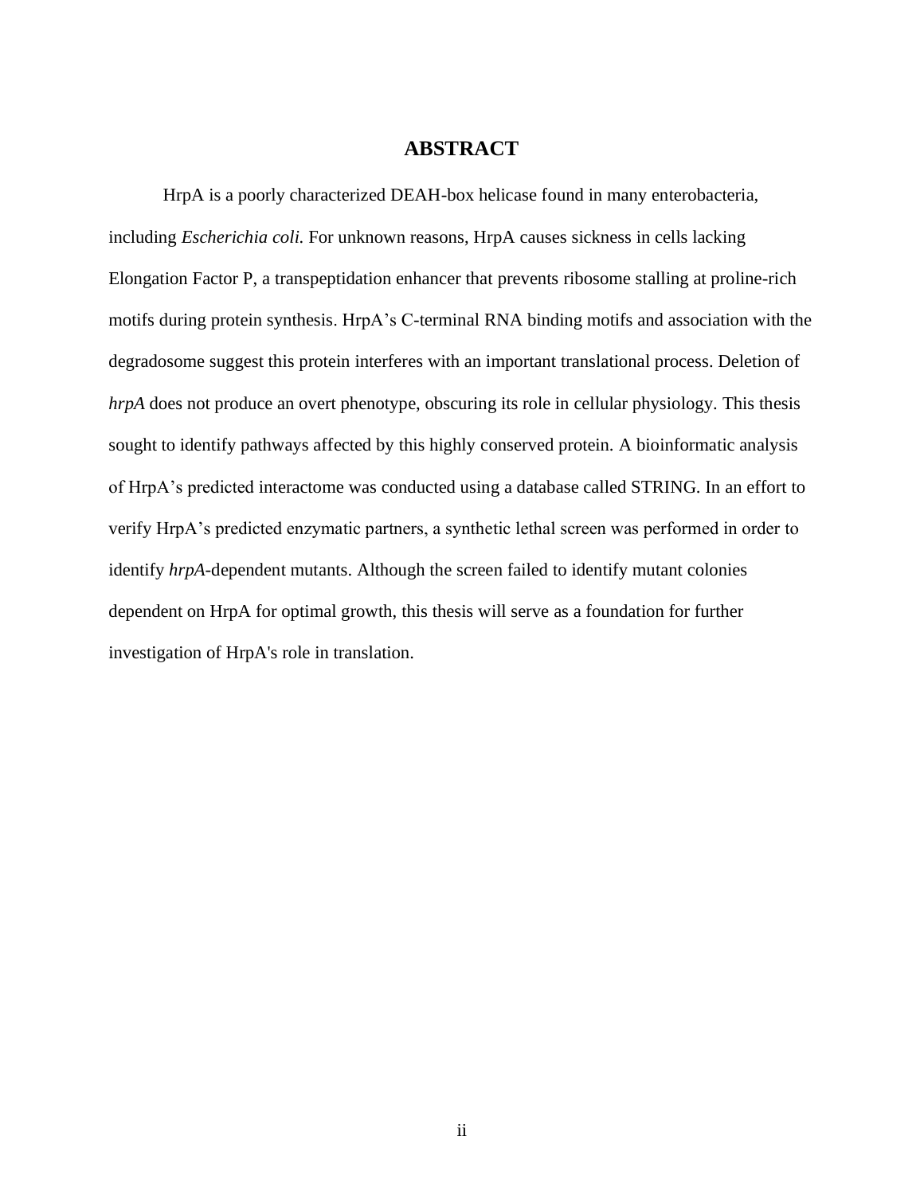# ABSTRACT

HrpA is a poorly characterized DEAH-box helicase found in many enterobacteria, including *Escherichia coli.* For unknown reasons, HrpA causes sickness in cells lacking Elongation Factor P, a transpeptidation enhancer that prevents ribosome stalling at proline-rich motifs during protein synthesis. HrpA's C-terminal RNA binding motifs and association with the degradosome suggest this protein interferes with an important translational process. Deletion of *hrpA* does not produce an overt phenotype, obscuring its role in cellular physiology. This thesis sought to identify pathways affected by this highly conserved protein. A bioinformatic analysis of HrpA's predicted interactome was conducted using a database called STRING. In an effort to verify HrpA's predicted enzymatic partners, a synthetic lethal screen was performed in order to identify *hrpA*-dependent mutants. Although the screen failed to identify mutant colonies dependent on HrpA for optimal growth, this thesis will serve as a foundation for further investigation of HrpA's role in translation.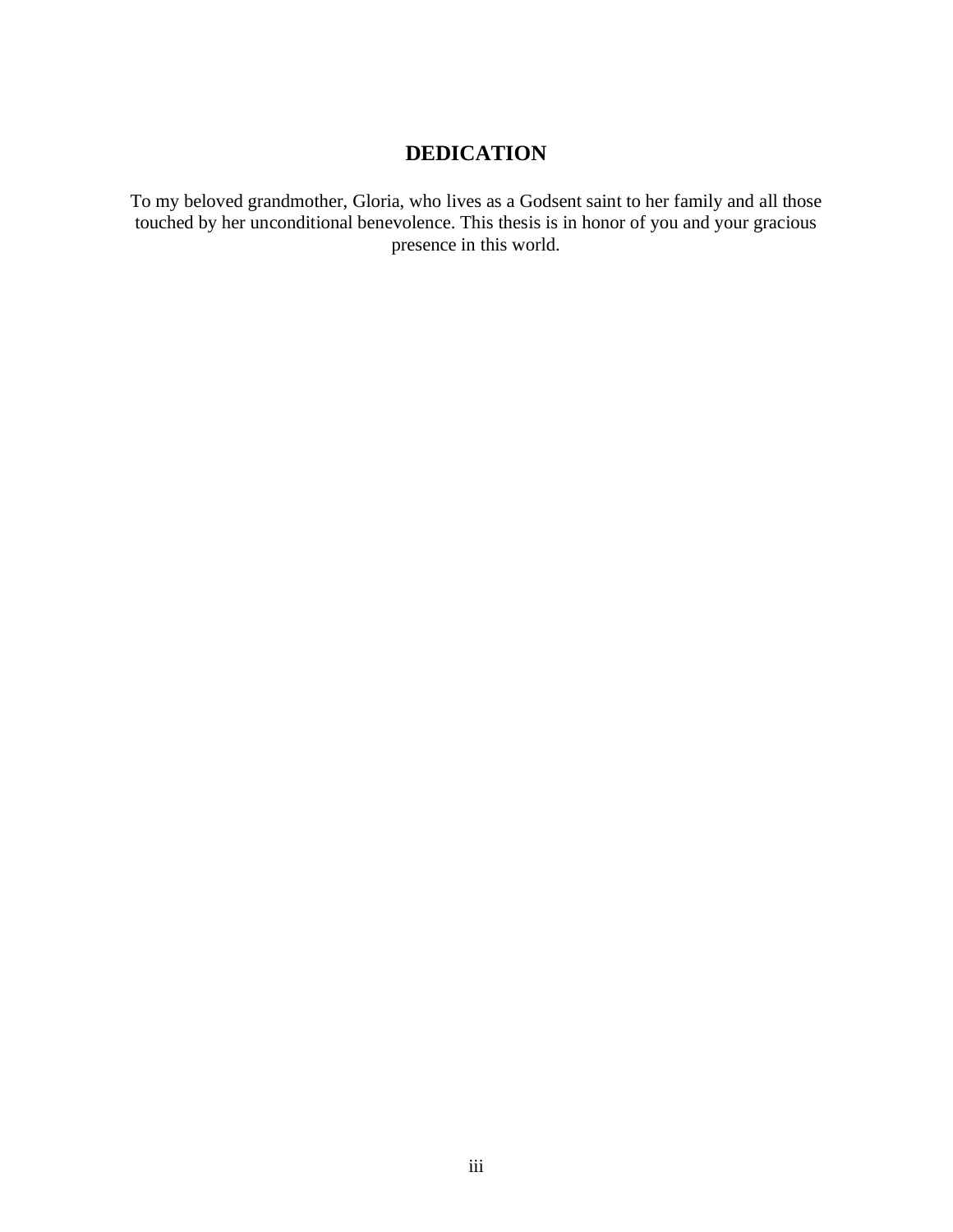## DEDICATION

To my beloved grandmother, Gloria, who lives as a Godsent saint to her family and all those touched by her unconditional benevolence. This thesis is in honor of you and your gracious presence in this world.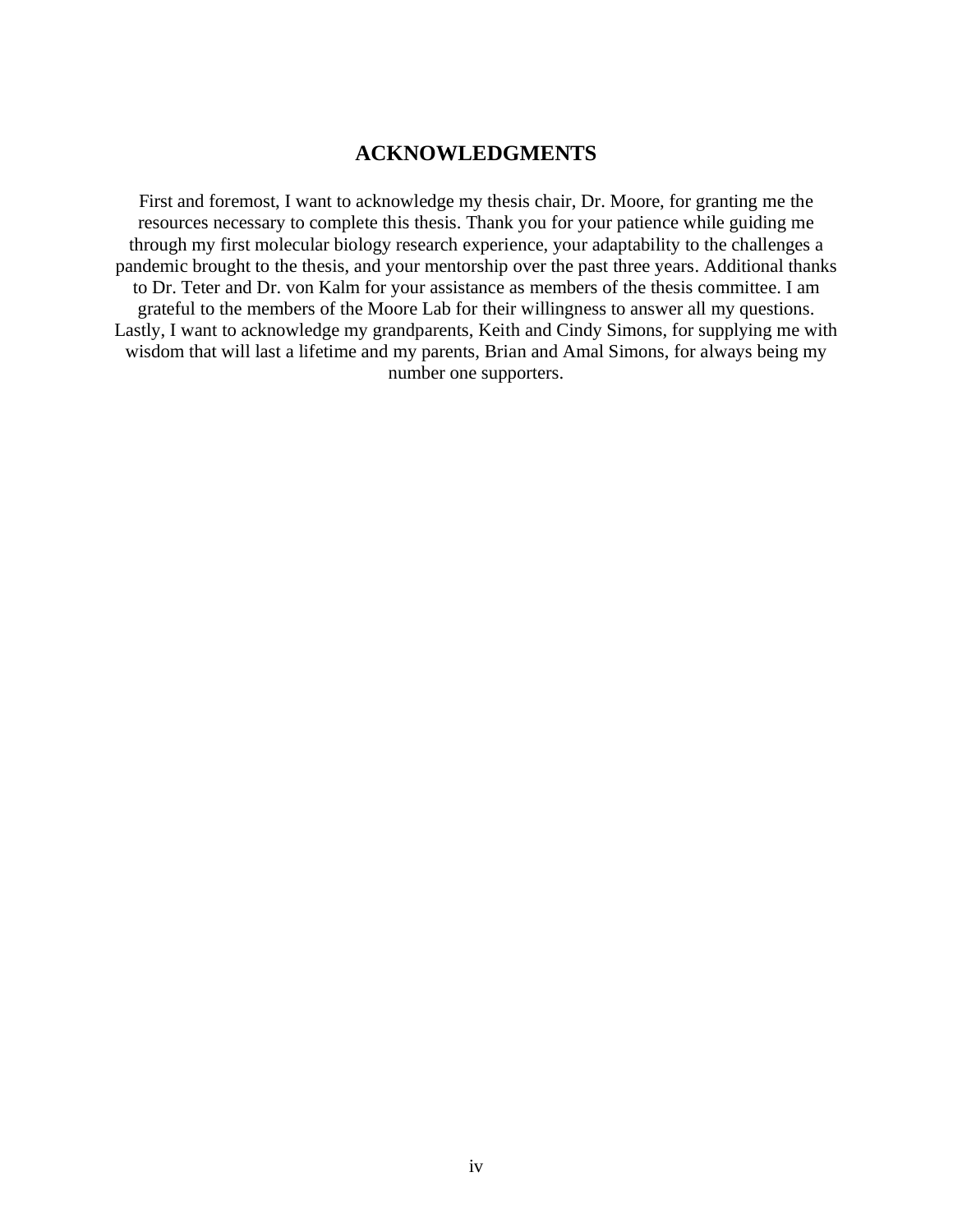# ACKNOWLEDGMENTS

First and foremost, I want to acknowledge my thesis chair, Dr. Moore, for granting me the resources necessary to complete this thesis. Thank you for your patience while guiding me through my first molecular biology research experience, your adaptability to the challenges a pandemic brought to the thesis, and your mentorship over the past three years. Additional thanks to Dr. Teter and Dr. von Kalm for your assistance as members of the thesis committee. I am grateful to the members of the Moore Lab for their willingness to answer all my questions. Lastly, I want to acknowledge my grandparents, Keith and Cindy Simons, for supplying me with wisdom that will last a lifetime and my parents, Brian and Amal Simons, for always being my number one supporters.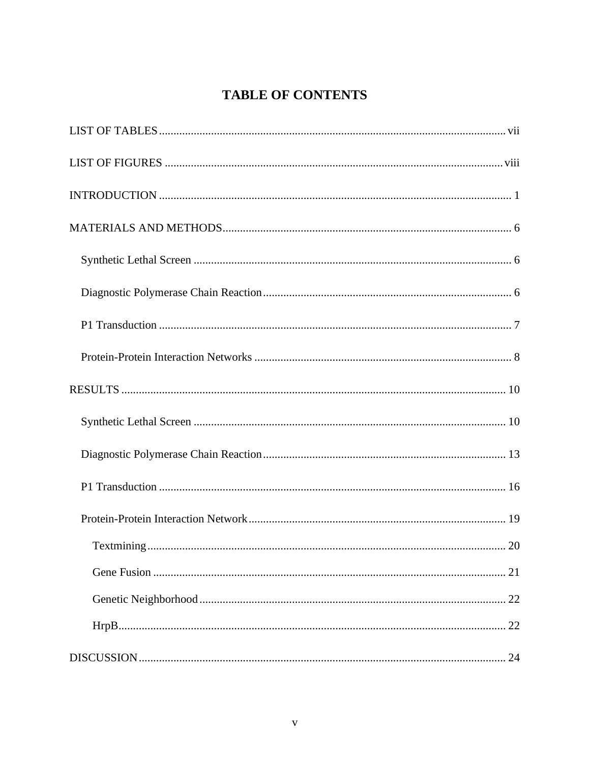# TABLE OF CONTENTS

LIST OF TABLES ........................................................................................................ vii

LIST OF FIGURES ..................................................................................................... viii

INTRODUCTION .......................................................................................................... 1

MATERIALS AND METHODS.................................................................................... 6

- Synthetic Lethal Screen ............................................................................................. 6
- Diagnostic Polymerase Chain Reaction...................................................................... 6
- P1 Transduction .......................................................................................................... 7
- Protein-Protein Interaction Networks ......................................................................... 8

RESULTS ..................................................................................................................... 10

- Synthetic Lethal Screen ........................................................................................... 10
- Diagnostic Polymerase Chain Reaction.................................................................... 13
- P1 Transduction ........................................................................................................ 16
- Protein-Protein Interaction Network......................................................................... 19
  - Textmining............................................................................................................ 20
  - Gene Fusion .......................................................................................................... 21
  - Genetic Neighborhood .......................................................................................... 22
  - HrpB...................................................................................................................... 22

DISCUSSION............................................................................................................... 24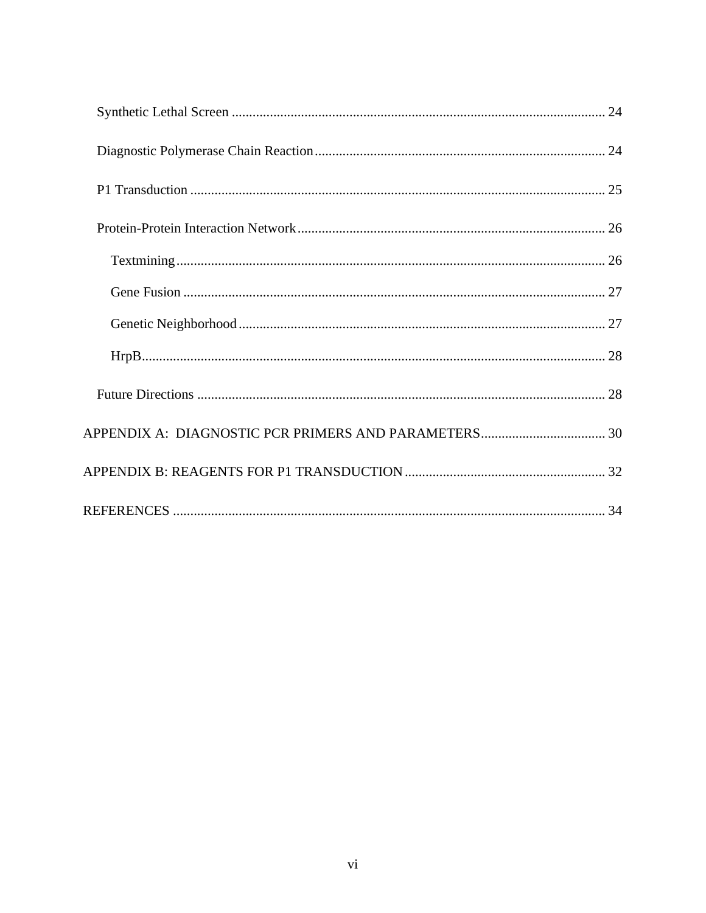Synthetic Lethal Screen ........................................................................................................... 24

Diagnostic Polymerase Chain Reaction ................................................................................... 24

P1 Transduction ....................................................................................................................... 25

Protein-Protein Interaction Network ........................................................................................ 26

Textmining ........................................................................................................................... 26

Gene Fusion ......................................................................................................................... 27

Genetic Neighborhood ......................................................................................................... 27

HrpB..................................................................................................................................... 28

Future Directions ..................................................................................................................... 28

APPENDIX A: DIAGNOSTIC PCR PRIMERS AND PARAMETERS .................................... 30

APPENDIX B: REAGENTS FOR P1 TRANSDUCTION .......................................................... 32

REFERENCES ............................................................................................................................ 34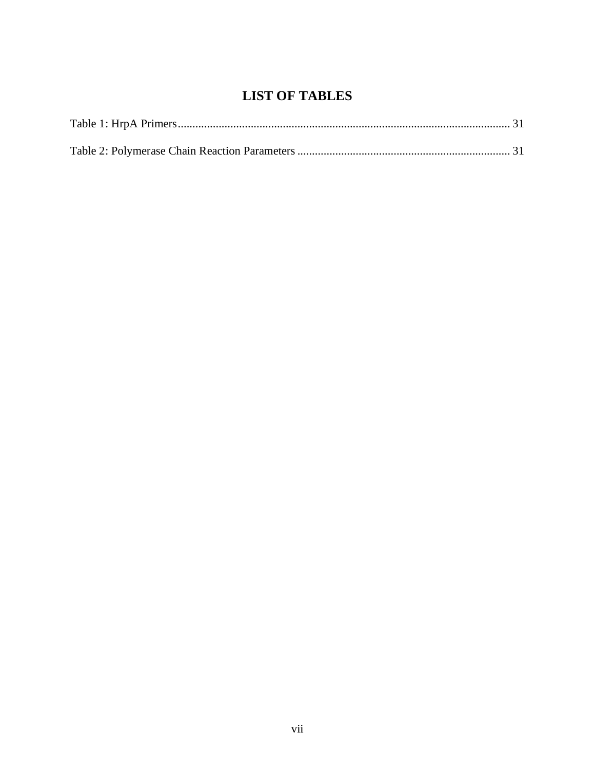# LIST OF TABLES

Table 1: HrpA Primers .................................................................................................................. 31

Table 2: Polymerase Chain Reaction Parameters ......................................................................... 31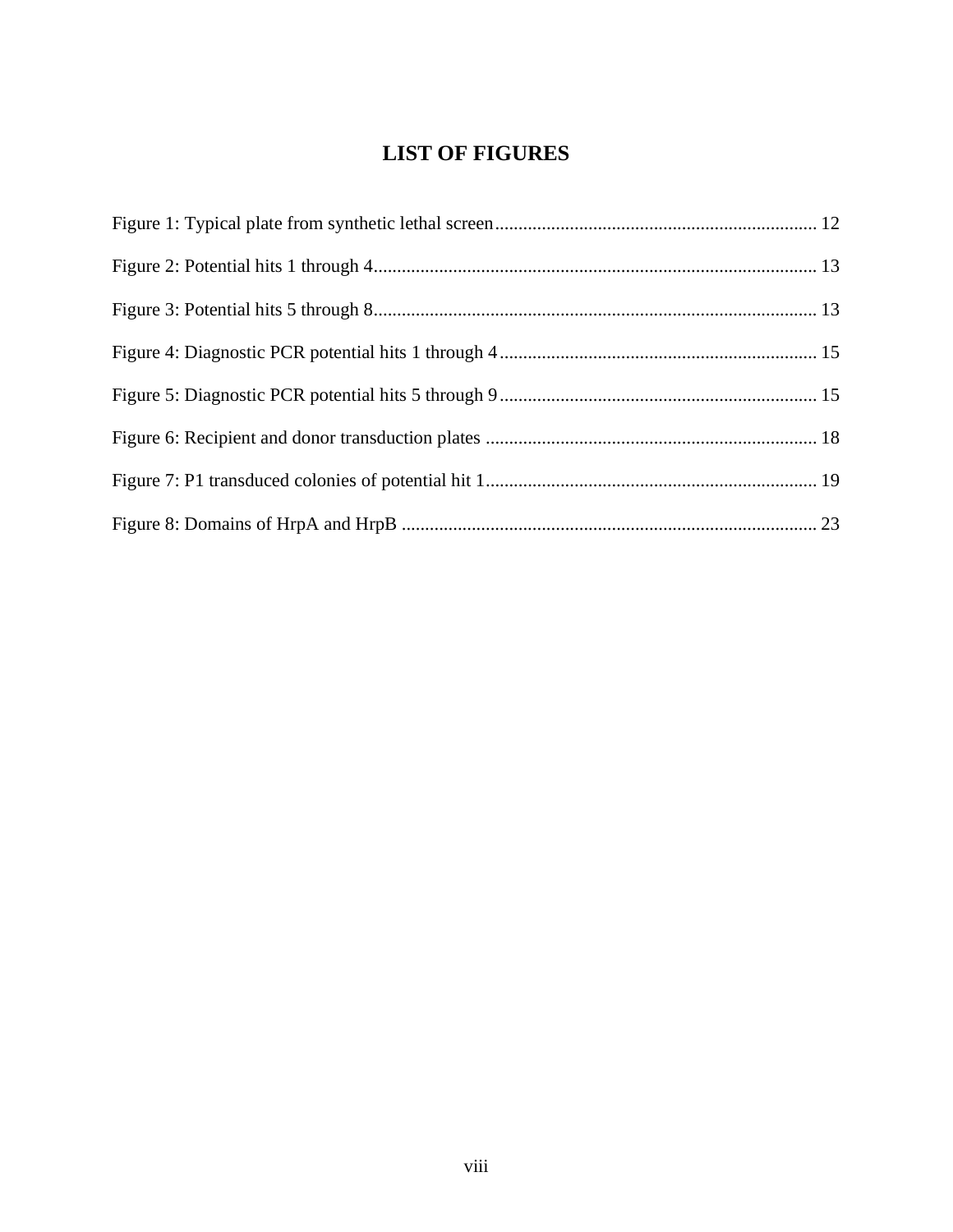# LIST OF FIGURES

Figure 1: Typical plate from synthetic lethal screen .................................................................... 12

Figure 2: Potential hits 1 through 4............................................................................................. 13

Figure 3: Potential hits 5 through 8............................................................................................. 13

Figure 4: Diagnostic PCR potential hits 1 through 4 .................................................................... 15

Figure 5: Diagnostic PCR potential hits 5 through 9 .................................................................... 15

Figure 6: Recipient and donor transduction plates ....................................................................... 18

Figure 7: P1 transduced colonies of potential hit 1....................................................................... 19

Figure 8: Domains of HrpA and HrpB ......................................................................................... 23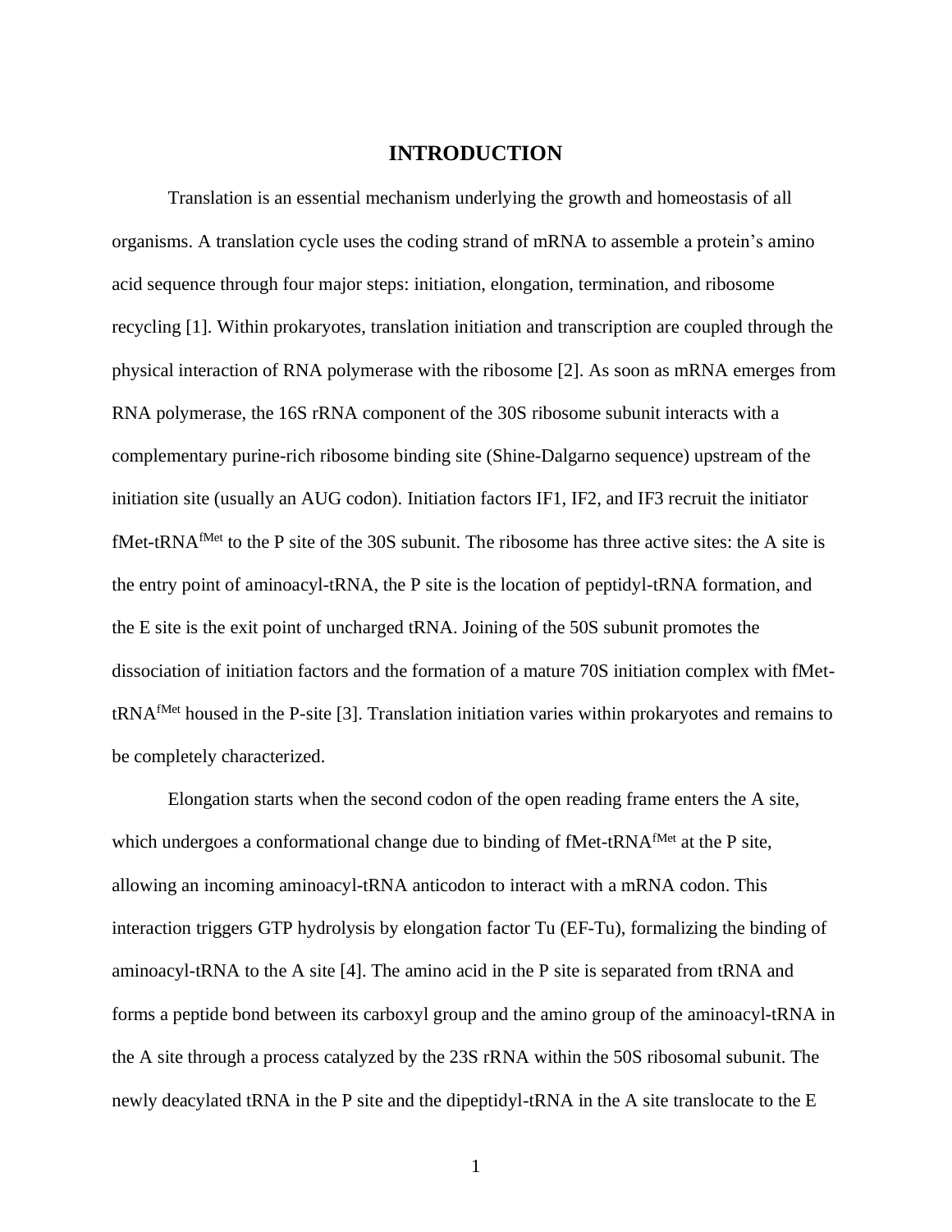# INTRODUCTION

Translation is an essential mechanism underlying the growth and homeostasis of all organisms. A translation cycle uses the coding strand of mRNA to assemble a protein's amino acid sequence through four major steps: initiation, elongation, termination, and ribosome recycling [1]. Within prokaryotes, translation initiation and transcription are coupled through the physical interaction of RNA polymerase with the ribosome [2]. As soon as mRNA emerges from RNA polymerase, the 16S rRNA component of the 30S ribosome subunit interacts with a complementary purine-rich ribosome binding site (Shine-Dalgarno sequence) upstream of the initiation site (usually an AUG codon). Initiation factors IF1, IF2, and IF3 recruit the initiator fMet-tRNA$^{fMet}$ to the P site of the 30S subunit. The ribosome has three active sites: the A site is the entry point of aminoacyl-tRNA, the P site is the location of peptidyl-tRNA formation, and the E site is the exit point of uncharged tRNA. Joining of the 50S subunit promotes the dissociation of initiation factors and the formation of a mature 70S initiation complex with fMet-tRNA$^{fMet}$ housed in the P-site [3]. Translation initiation varies within prokaryotes and remains to be completely characterized.

Elongation starts when the second codon of the open reading frame enters the A site, which undergoes a conformational change due to binding of fMet-tRNA$^{fMet}$ at the P site, allowing an incoming aminoacyl-tRNA anticodon to interact with a mRNA codon. This interaction triggers GTP hydrolysis by elongation factor Tu (EF-Tu), formalizing the binding of aminoacyl-tRNA to the A site [4]. The amino acid in the P site is separated from tRNA and forms a peptide bond between its carboxyl group and the amino group of the aminoacyl-tRNA in the A site through a process catalyzed by the 23S rRNA within the 50S ribosomal subunit. The newly deacylated tRNA in the P site and the dipeptidyl-tRNA in the A site translocate to the E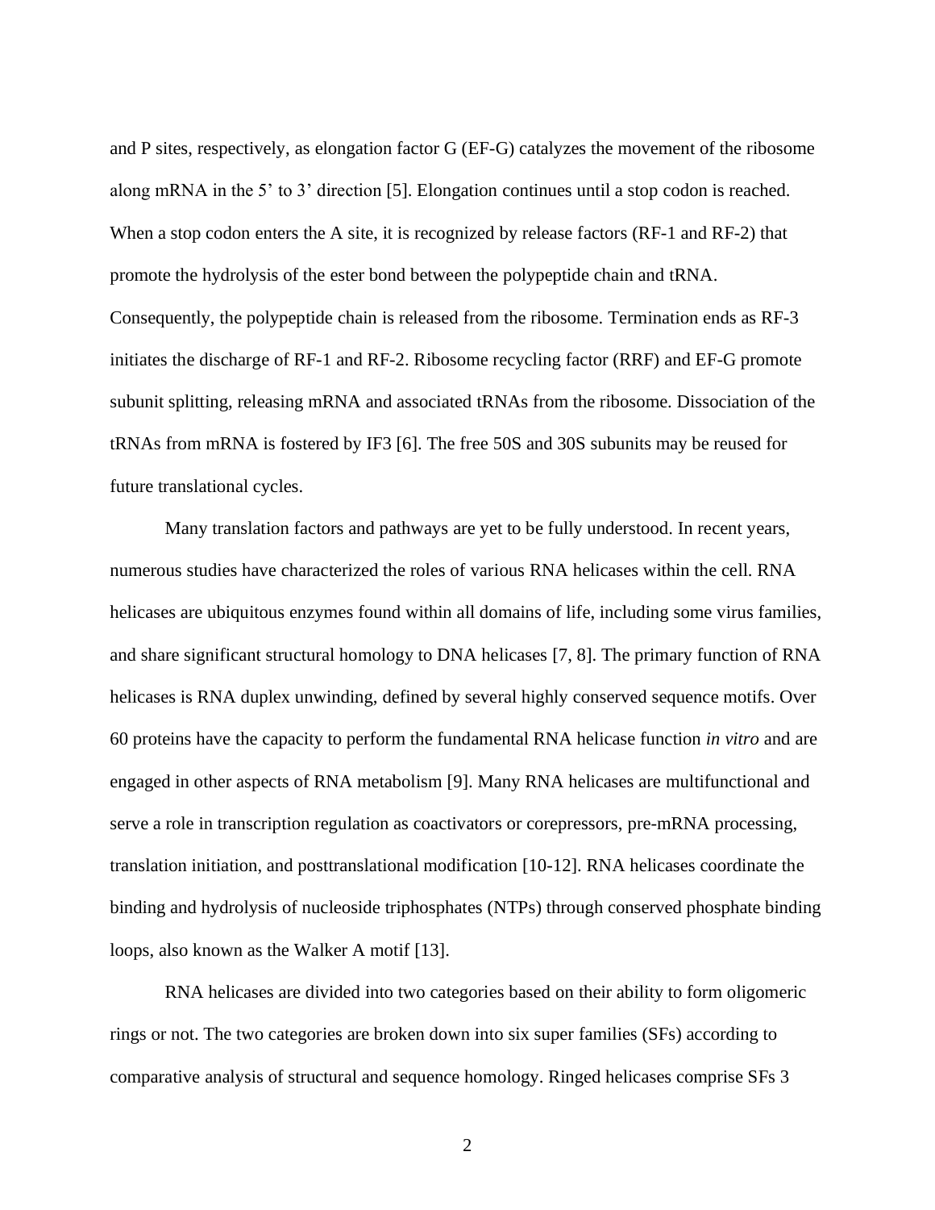and P sites, respectively, as elongation factor G (EF-G) catalyzes the movement of the ribosome along mRNA in the 5' to 3' direction [5]. Elongation continues until a stop codon is reached. When a stop codon enters the A site, it is recognized by release factors (RF-1 and RF-2) that promote the hydrolysis of the ester bond between the polypeptide chain and tRNA. Consequently, the polypeptide chain is released from the ribosome. Termination ends as RF-3 initiates the discharge of RF-1 and RF-2. Ribosome recycling factor (RRF) and EF-G promote subunit splitting, releasing mRNA and associated tRNAs from the ribosome. Dissociation of the tRNAs from mRNA is fostered by IF3 [6]. The free 50S and 30S subunits may be reused for future translational cycles.

Many translation factors and pathways are yet to be fully understood. In recent years, numerous studies have characterized the roles of various RNA helicases within the cell. RNA helicases are ubiquitous enzymes found within all domains of life, including some virus families, and share significant structural homology to DNA helicases [7, 8]. The primary function of RNA helicases is RNA duplex unwinding, defined by several highly conserved sequence motifs. Over 60 proteins have the capacity to perform the fundamental RNA helicase function *in vitro* and are engaged in other aspects of RNA metabolism [9]. Many RNA helicases are multifunctional and serve a role in transcription regulation as coactivators or corepressors, pre-mRNA processing, translation initiation, and posttranslational modification [10-12]. RNA helicases coordinate the binding and hydrolysis of nucleoside triphosphates (NTPs) through conserved phosphate binding loops, also known as the Walker A motif [13].

RNA helicases are divided into two categories based on their ability to form oligomeric rings or not. The two categories are broken down into six super families (SFs) according to comparative analysis of structural and sequence homology. Ringed helicases comprise SFs 3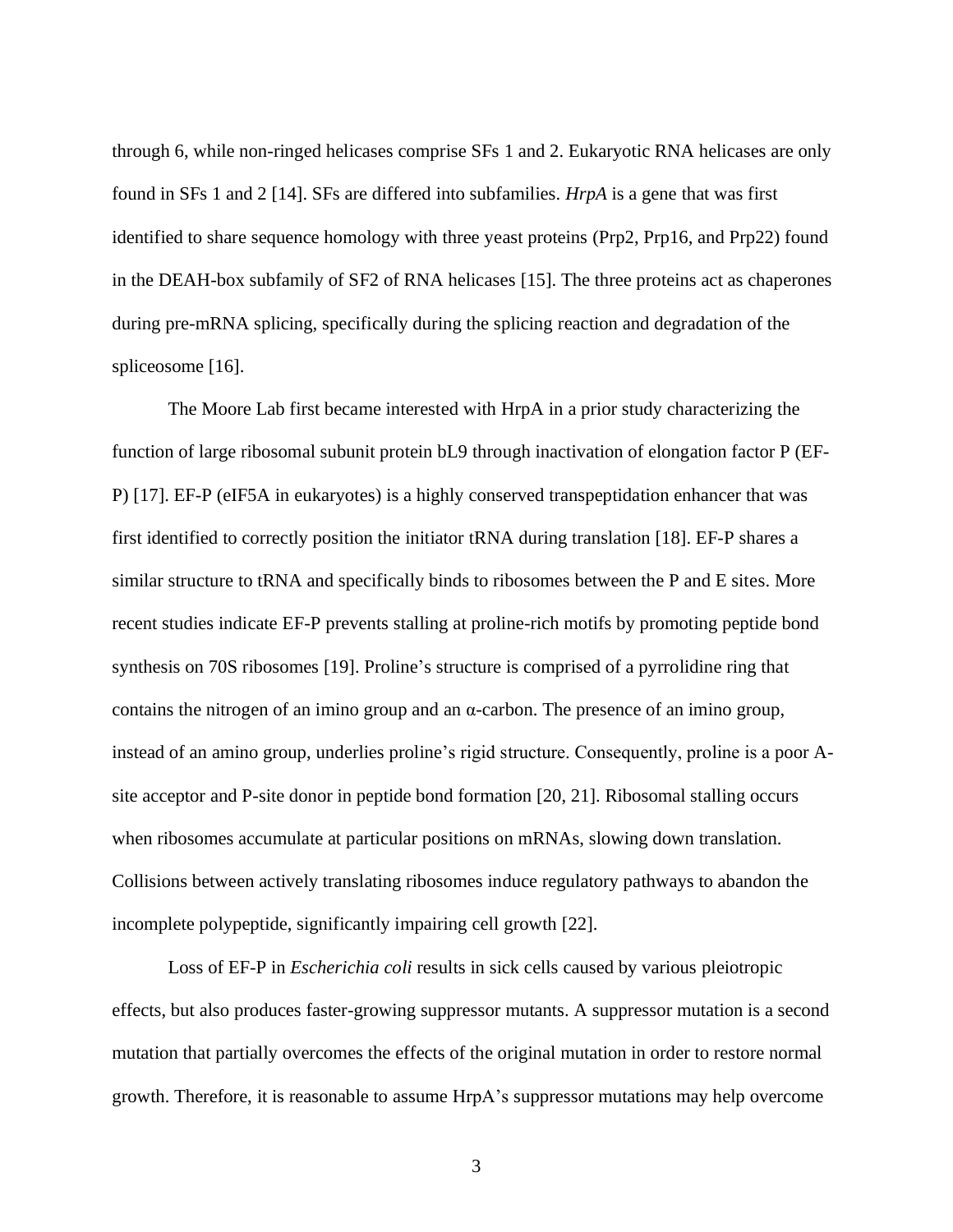through 6, while non-ringed helicases comprise SFs 1 and 2. Eukaryotic RNA helicases are only found in SFs 1 and 2 [14]. SFs are differed into subfamilies. *HrpA* is a gene that was first identified to share sequence homology with three yeast proteins (Prp2, Prp16, and Prp22) found in the DEAH-box subfamily of SF2 of RNA helicases [15]. The three proteins act as chaperones during pre-mRNA splicing, specifically during the splicing reaction and degradation of the spliceosome [16].

The Moore Lab first became interested with HrpA in a prior study characterizing the function of large ribosomal subunit protein bL9 through inactivation of elongation factor P (EF-P) [17]. EF-P (eIF5A in eukaryotes) is a highly conserved transpeptidation enhancer that was first identified to correctly position the initiator tRNA during translation [18]. EF-P shares a similar structure to tRNA and specifically binds to ribosomes between the P and E sites. More recent studies indicate EF-P prevents stalling at proline-rich motifs by promoting peptide bond synthesis on 70S ribosomes [19]. Proline's structure is comprised of a pyrrolidine ring that contains the nitrogen of an imino group and an α-carbon. The presence of an imino group, instead of an amino group, underlies proline's rigid structure. Consequently, proline is a poor A-site acceptor and P-site donor in peptide bond formation [20, 21]. Ribosomal stalling occurs when ribosomes accumulate at particular positions on mRNAs, slowing down translation. Collisions between actively translating ribosomes induce regulatory pathways to abandon the incomplete polypeptide, significantly impairing cell growth [22].

Loss of EF-P in *Escherichia coli* results in sick cells caused by various pleiotropic effects, but also produces faster-growing suppressor mutants. A suppressor mutation is a second mutation that partially overcomes the effects of the original mutation in order to restore normal growth. Therefore, it is reasonable to assume HrpA's suppressor mutations may help overcome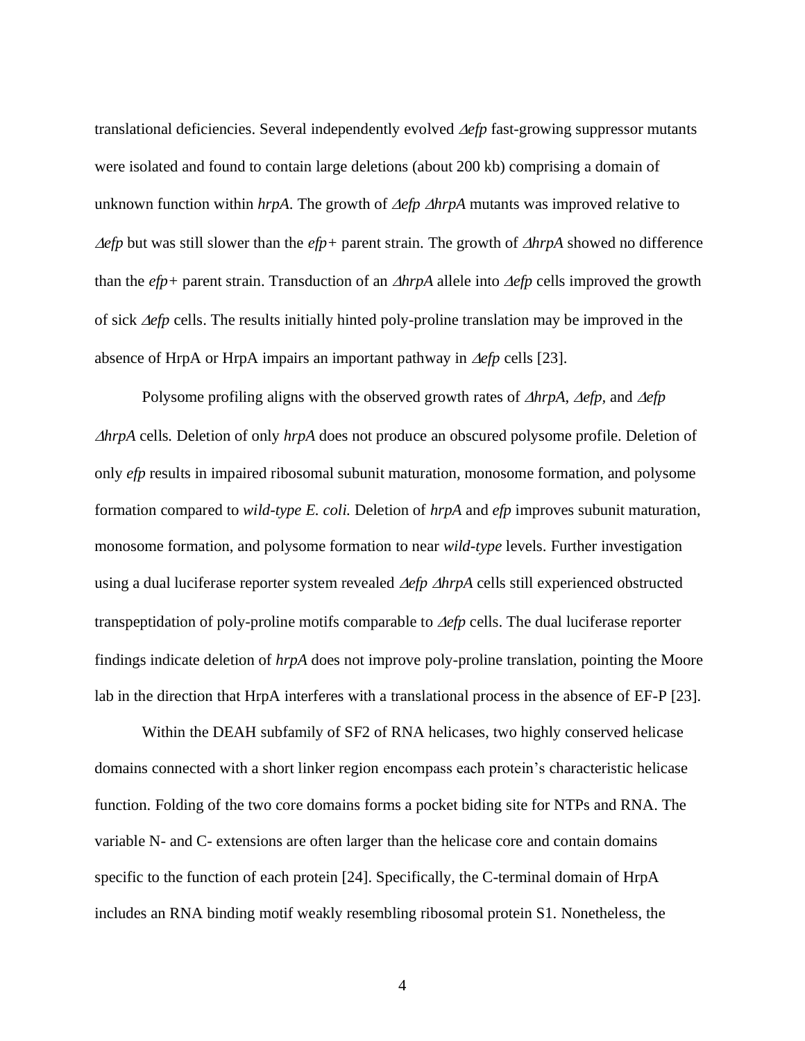translational deficiencies. Several independently evolved *Δefp* fast-growing suppressor mutants were isolated and found to contain large deletions (about 200 kb) comprising a domain of unknown function within *hrpA*. The growth of *Δefp ΔhrpA* mutants was improved relative to *Δefp* but was still slower than the *efp+* parent strain. The growth of *ΔhrpA* showed no difference than the *efp+* parent strain. Transduction of an *ΔhrpA* allele into *Δefp* cells improved the growth of sick *Δefp* cells. The results initially hinted poly-proline translation may be improved in the absence of HrpA or HrpA impairs an important pathway in *Δefp* cells [23].

Polysome profiling aligns with the observed growth rates of *ΔhrpA*, *Δefp*, and *Δefp ΔhrpA* cells. Deletion of only *hrpA* does not produce an obscured polysome profile. Deletion of only *efp* results in impaired ribosomal subunit maturation, monosome formation, and polysome formation compared to *wild-type E. coli.* Deletion of *hrpA* and *efp* improves subunit maturation, monosome formation, and polysome formation to near *wild-type* levels. Further investigation using a dual luciferase reporter system revealed *Δefp ΔhrpA* cells still experienced obstructed transpeptidation of poly-proline motifs comparable to *Δefp* cells. The dual luciferase reporter findings indicate deletion of *hrpA* does not improve poly-proline translation, pointing the Moore lab in the direction that HrpA interferes with a translational process in the absence of EF-P [23].

Within the DEAH subfamily of SF2 of RNA helicases, two highly conserved helicase domains connected with a short linker region encompass each protein's characteristic helicase function. Folding of the two core domains forms a pocket biding site for NTPs and RNA. The variable N- and C- extensions are often larger than the helicase core and contain domains specific to the function of each protein [24]. Specifically, the C-terminal domain of HrpA includes an RNA binding motif weakly resembling ribosomal protein S1. Nonetheless, the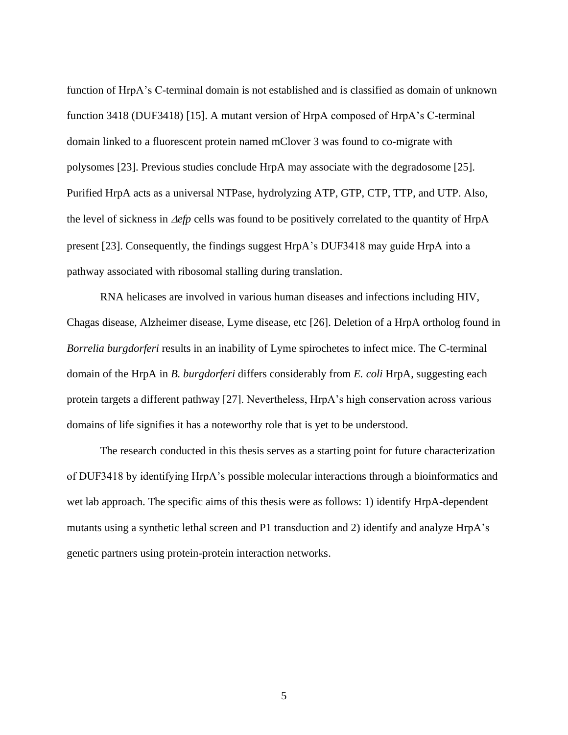function of HrpA's C-terminal domain is not established and is classified as domain of unknown function 3418 (DUF3418) [15]. A mutant version of HrpA composed of HrpA's C-terminal domain linked to a fluorescent protein named mClover 3 was found to co-migrate with polysomes [23]. Previous studies conclude HrpA may associate with the degradosome [25]. Purified HrpA acts as a universal NTPase, hydrolyzing ATP, GTP, CTP, TTP, and UTP. Also, the level of sickness in *Δefp* cells was found to be positively correlated to the quantity of HrpA present [23]. Consequently, the findings suggest HrpA's DUF3418 may guide HrpA into a pathway associated with ribosomal stalling during translation.

RNA helicases are involved in various human diseases and infections including HIV, Chagas disease, Alzheimer disease, Lyme disease, etc [26]. Deletion of a HrpA ortholog found in *Borrelia burgdorferi* results in an inability of Lyme spirochetes to infect mice. The C-terminal domain of the HrpA in *B. burgdorferi* differs considerably from *E. coli* HrpA, suggesting each protein targets a different pathway [27]. Nevertheless, HrpA's high conservation across various domains of life signifies it has a noteworthy role that is yet to be understood.

The research conducted in this thesis serves as a starting point for future characterization of DUF3418 by identifying HrpA's possible molecular interactions through a bioinformatics and wet lab approach. The specific aims of this thesis were as follows: 1) identify HrpA-dependent mutants using a synthetic lethal screen and P1 transduction and 2) identify and analyze HrpA's genetic partners using protein-protein interaction networks.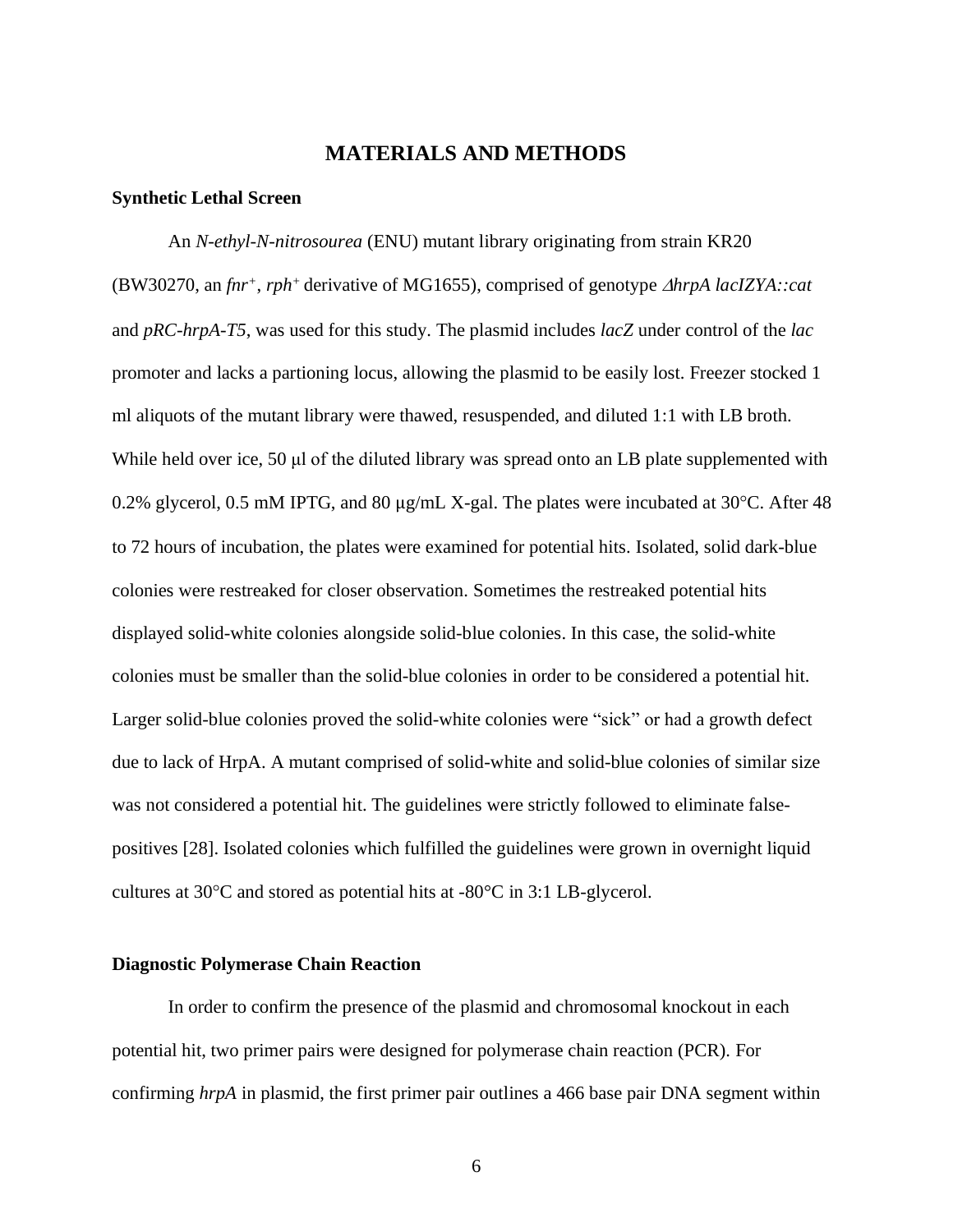## MATERIALS AND METHODS

### Synthetic Lethal Screen

An *N-ethyl-N-nitrosourea* (ENU) mutant library originating from strain KR20 (BW30270, an *fnr*$^+$, *rph*$^+$ derivative of MG1655), comprised of genotype *ΔhrpA lacIZYA::cat* and *pRC-hrpA-T5*, was used for this study. The plasmid includes *lacZ* under control of the *lac* promoter and lacks a partioning locus, allowing the plasmid to be easily lost. Freezer stocked 1 ml aliquots of the mutant library were thawed, resuspended, and diluted 1:1 with LB broth. While held over ice, 50 μl of the diluted library was spread onto an LB plate supplemented with 0.2% glycerol, 0.5 mM IPTG, and 80 μg/mL X-gal. The plates were incubated at 30°C. After 48 to 72 hours of incubation, the plates were examined for potential hits. Isolated, solid dark-blue colonies were restreaked for closer observation. Sometimes the restreaked potential hits displayed solid-white colonies alongside solid-blue colonies. In this case, the solid-white colonies must be smaller than the solid-blue colonies in order to be considered a potential hit. Larger solid-blue colonies proved the solid-white colonies were "sick" or had a growth defect due to lack of HrpA. A mutant comprised of solid-white and solid-blue colonies of similar size was not considered a potential hit. The guidelines were strictly followed to eliminate false-positives [28]. Isolated colonies which fulfilled the guidelines were grown in overnight liquid cultures at 30°C and stored as potential hits at -80°C in 3:1 LB-glycerol.

### Diagnostic Polymerase Chain Reaction

In order to confirm the presence of the plasmid and chromosomal knockout in each potential hit, two primer pairs were designed for polymerase chain reaction (PCR). For confirming *hrpA* in plasmid, the first primer pair outlines a 466 base pair DNA segment within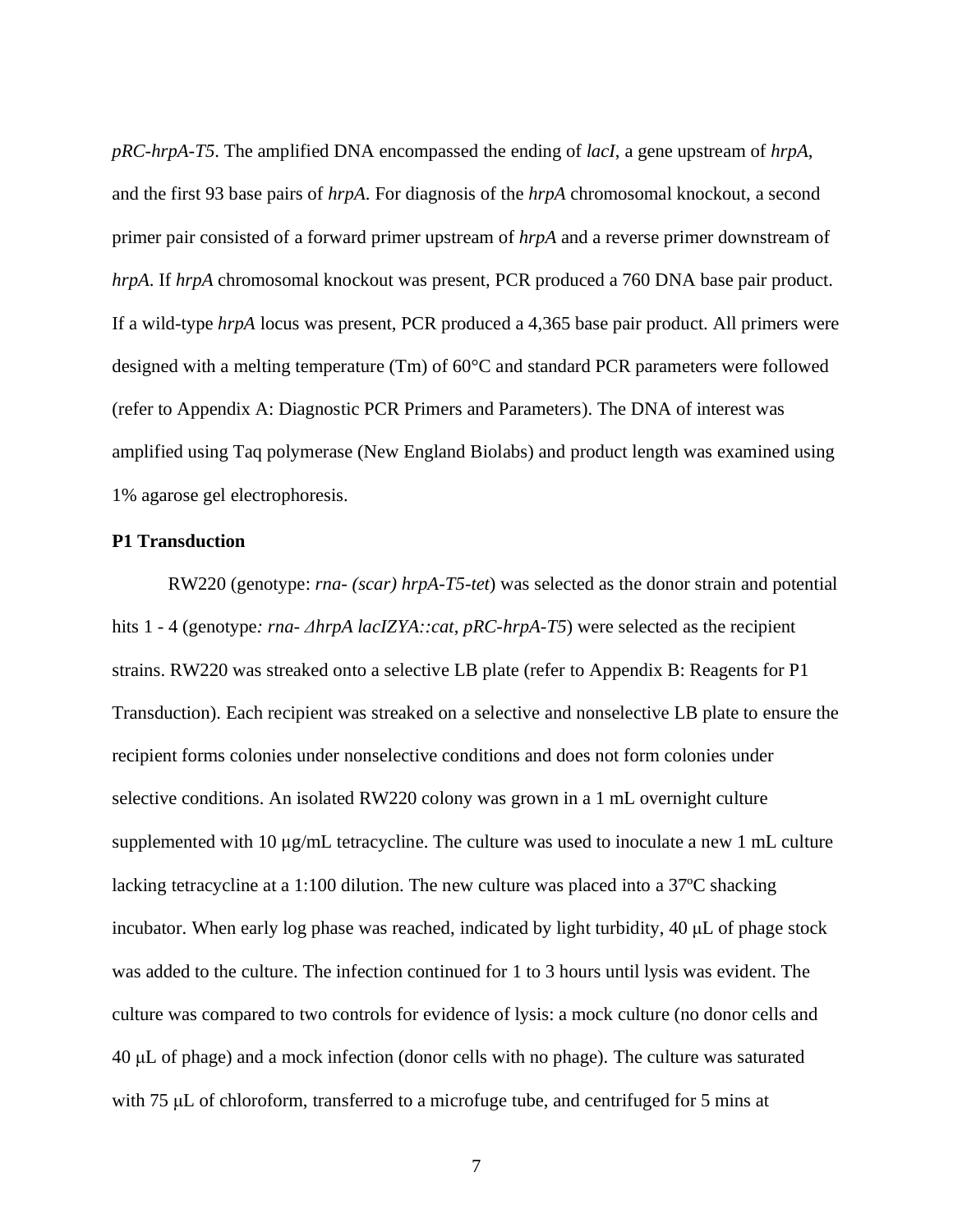*pRC-hrpA-T5*. The amplified DNA encompassed the ending of *lacI*, a gene upstream of *hrpA*, and the first 93 base pairs of *hrpA*. For diagnosis of the *hrpA* chromosomal knockout, a second primer pair consisted of a forward primer upstream of *hrpA* and a reverse primer downstream of *hrpA*. If *hrpA* chromosomal knockout was present, PCR produced a 760 DNA base pair product. If a wild-type *hrpA* locus was present, PCR produced a 4,365 base pair product. All primers were designed with a melting temperature (Tm) of 60°C and standard PCR parameters were followed (refer to Appendix A: Diagnostic PCR Primers and Parameters). The DNA of interest was amplified using Taq polymerase (New England Biolabs) and product length was examined using 1% agarose gel electrophoresis.

**P1 Transduction**

RW220 (genotype: *rna- (scar) hrpA-T5-tet*) was selected as the donor strain and potential hits 1 - 4 (genotype*: rna- ΔhrpA lacIZYA::cat, pRC-hrpA-T5*) were selected as the recipient strains. RW220 was streaked onto a selective LB plate (refer to Appendix B: Reagents for P1 Transduction). Each recipient was streaked on a selective and nonselective LB plate to ensure the recipient forms colonies under nonselective conditions and does not form colonies under selective conditions. An isolated RW220 colony was grown in a 1 mL overnight culture supplemented with 10 μg/mL tetracycline. The culture was used to inoculate a new 1 mL culture lacking tetracycline at a 1:100 dilution. The new culture was placed into a 37ºC shacking incubator. When early log phase was reached, indicated by light turbidity, 40 μL of phage stock was added to the culture. The infection continued for 1 to 3 hours until lysis was evident. The culture was compared to two controls for evidence of lysis: a mock culture (no donor cells and 40 μL of phage) and a mock infection (donor cells with no phage). The culture was saturated with 75 μL of chloroform, transferred to a microfuge tube, and centrifuged for 5 mins at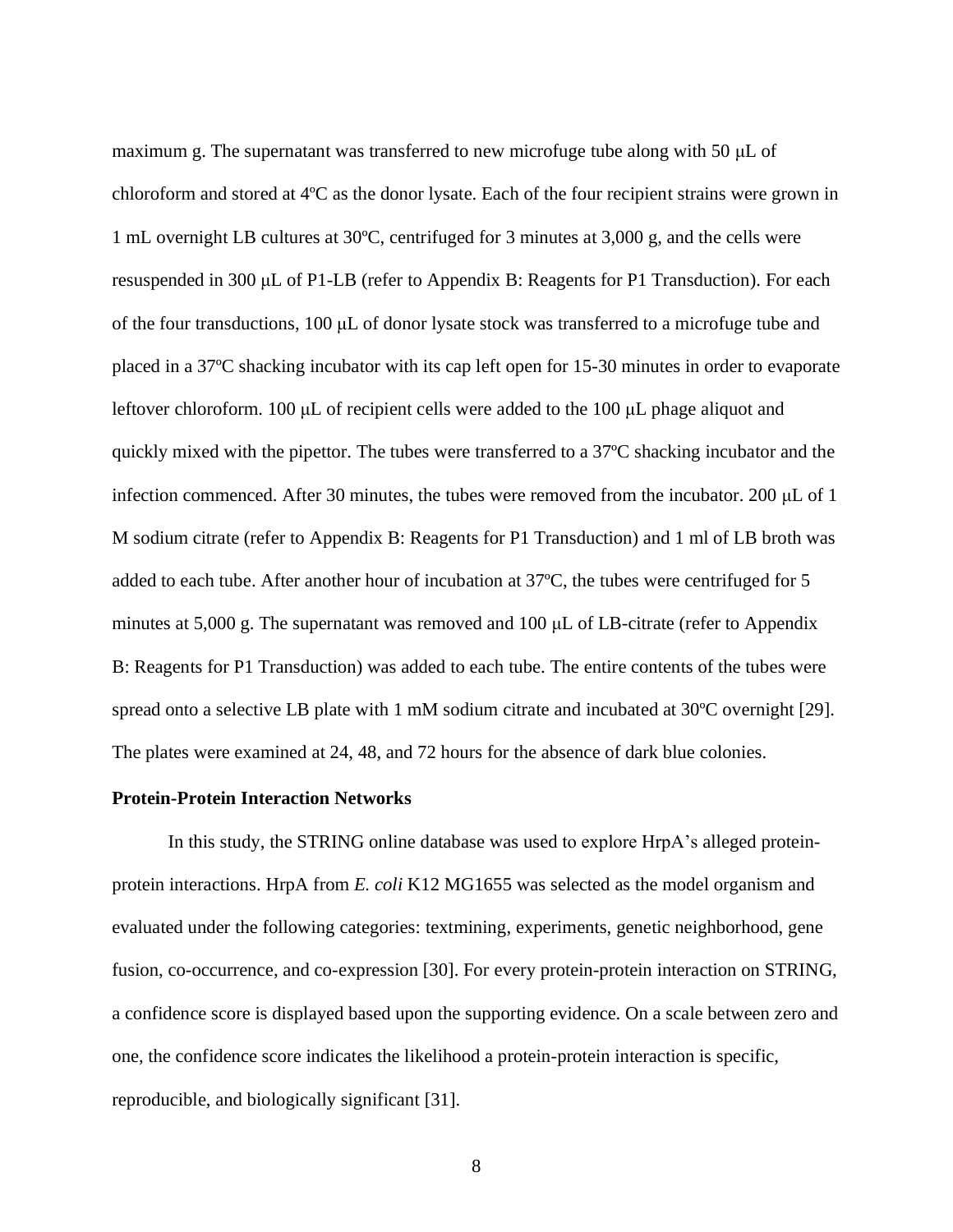maximum g. The supernatant was transferred to new microfuge tube along with 50 μL of chloroform and stored at 4ºC as the donor lysate. Each of the four recipient strains were grown in 1 mL overnight LB cultures at 30ºC, centrifuged for 3 minutes at 3,000 g, and the cells were resuspended in 300 μL of P1-LB (refer to Appendix B: Reagents for P1 Transduction). For each of the four transductions, 100 μL of donor lysate stock was transferred to a microfuge tube and placed in a 37ºC shacking incubator with its cap left open for 15-30 minutes in order to evaporate leftover chloroform. 100 μL of recipient cells were added to the 100 μL phage aliquot and quickly mixed with the pipettor. The tubes were transferred to a 37ºC shacking incubator and the infection commenced. After 30 minutes, the tubes were removed from the incubator. 200 μL of 1 M sodium citrate (refer to Appendix B: Reagents for P1 Transduction) and 1 ml of LB broth was added to each tube. After another hour of incubation at 37ºC, the tubes were centrifuged for 5 minutes at 5,000 g. The supernatant was removed and 100 μL of LB-citrate (refer to Appendix B: Reagents for P1 Transduction) was added to each tube. The entire contents of the tubes were spread onto a selective LB plate with 1 mM sodium citrate and incubated at 30ºC overnight [29]. The plates were examined at 24, 48, and 72 hours for the absence of dark blue colonies.

**Protein-Protein Interaction Networks**

In this study, the STRING online database was used to explore HrpA's alleged protein-protein interactions. HrpA from *E. coli* K12 MG1655 was selected as the model organism and evaluated under the following categories: textmining, experiments, genetic neighborhood, gene fusion, co-occurrence, and co-expression [30]. For every protein-protein interaction on STRING, a confidence score is displayed based upon the supporting evidence. On a scale between zero and one, the confidence score indicates the likelihood a protein-protein interaction is specific, reproducible, and biologically significant [31].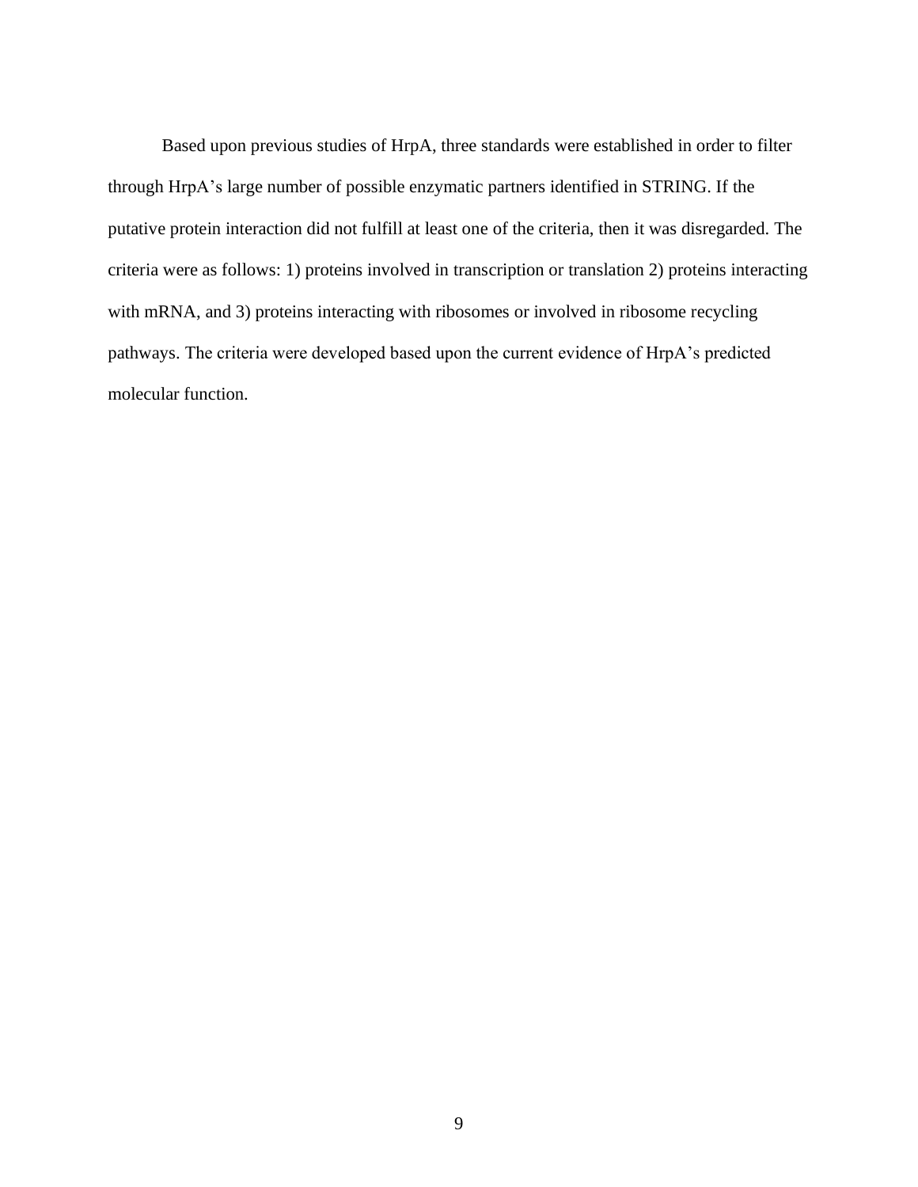Based upon previous studies of HrpA, three standards were established in order to filter through HrpA's large number of possible enzymatic partners identified in STRING. If the putative protein interaction did not fulfill at least one of the criteria, then it was disregarded. The criteria were as follows: 1) proteins involved in transcription or translation 2) proteins interacting with mRNA, and 3) proteins interacting with ribosomes or involved in ribosome recycling pathways. The criteria were developed based upon the current evidence of HrpA's predicted molecular function.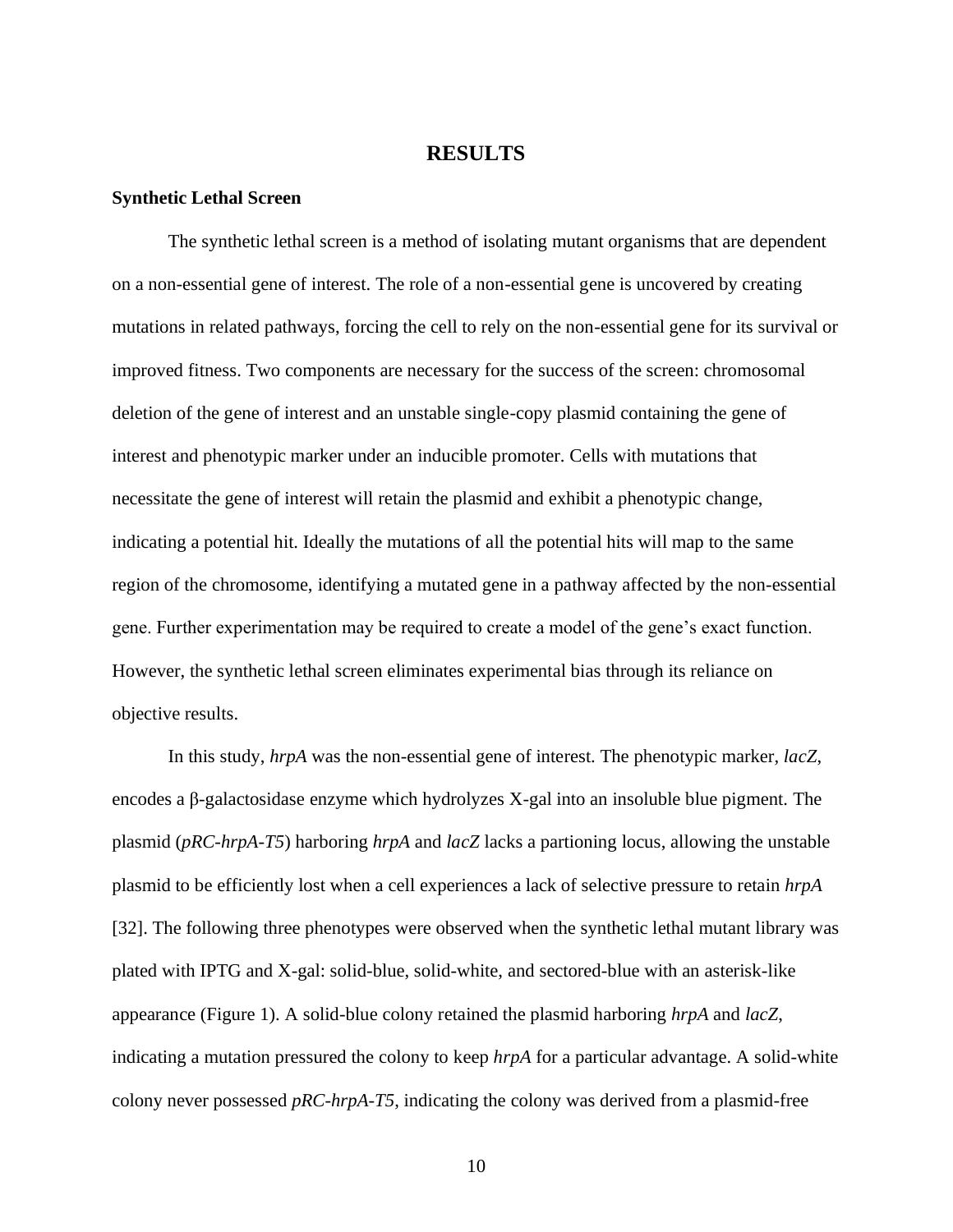# RESULTS

## Synthetic Lethal Screen

The synthetic lethal screen is a method of isolating mutant organisms that are dependent on a non-essential gene of interest. The role of a non-essential gene is uncovered by creating mutations in related pathways, forcing the cell to rely on the non-essential gene for its survival or improved fitness. Two components are necessary for the success of the screen: chromosomal deletion of the gene of interest and an unstable single-copy plasmid containing the gene of interest and phenotypic marker under an inducible promoter. Cells with mutations that necessitate the gene of interest will retain the plasmid and exhibit a phenotypic change, indicating a potential hit. Ideally the mutations of all the potential hits will map to the same region of the chromosome, identifying a mutated gene in a pathway affected by the non-essential gene. Further experimentation may be required to create a model of the gene's exact function. However, the synthetic lethal screen eliminates experimental bias through its reliance on objective results.

In this study, *hrpA* was the non-essential gene of interest. The phenotypic marker, *lacZ*, encodes a β-galactosidase enzyme which hydrolyzes X-gal into an insoluble blue pigment. The plasmid (*pRC-hrpA-T5*) harboring *hrpA* and *lacZ* lacks a partioning locus, allowing the unstable plasmid to be efficiently lost when a cell experiences a lack of selective pressure to retain *hrpA* [32]. The following three phenotypes were observed when the synthetic lethal mutant library was plated with IPTG and X-gal: solid-blue, solid-white, and sectored-blue with an asterisk-like appearance (Figure 1). A solid-blue colony retained the plasmid harboring *hrpA* and *lacZ*, indicating a mutation pressured the colony to keep *hrpA* for a particular advantage. A solid-white colony never possessed *pRC-hrpA-T5*, indicating the colony was derived from a plasmid-free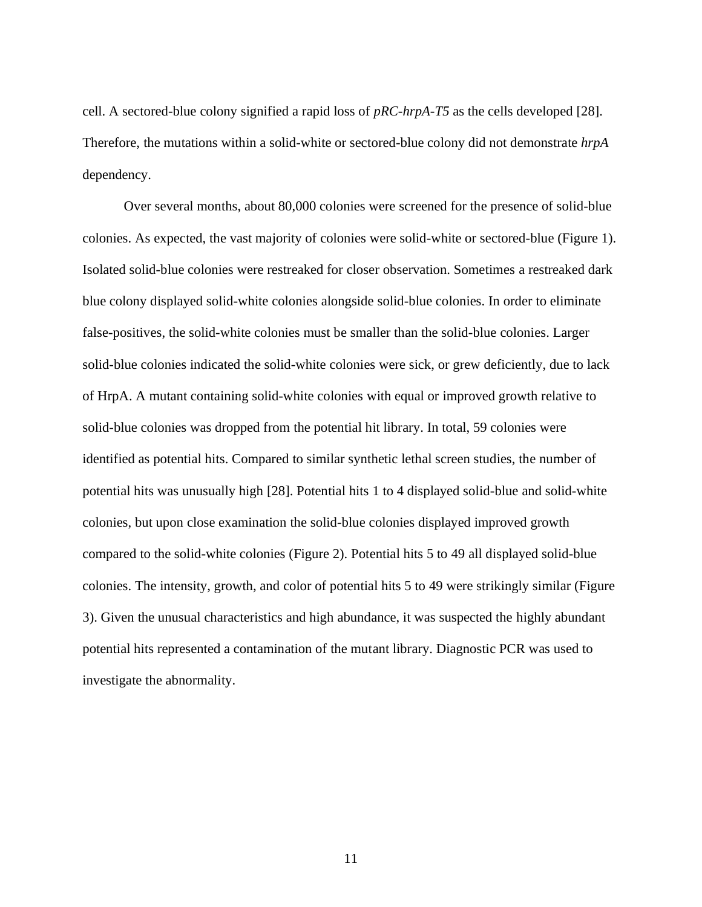cell. A sectored-blue colony signified a rapid loss of *pRC-hrpA-T5* as the cells developed [28]. Therefore, the mutations within a solid-white or sectored-blue colony did not demonstrate *hrpA* dependency.

Over several months, about 80,000 colonies were screened for the presence of solid-blue colonies. As expected, the vast majority of colonies were solid-white or sectored-blue (Figure 1). Isolated solid-blue colonies were restreaked for closer observation. Sometimes a restreaked dark blue colony displayed solid-white colonies alongside solid-blue colonies. In order to eliminate false-positives, the solid-white colonies must be smaller than the solid-blue colonies. Larger solid-blue colonies indicated the solid-white colonies were sick, or grew deficiently, due to lack of HrpA. A mutant containing solid-white colonies with equal or improved growth relative to solid-blue colonies was dropped from the potential hit library. In total, 59 colonies were identified as potential hits. Compared to similar synthetic lethal screen studies, the number of potential hits was unusually high [28]. Potential hits 1 to 4 displayed solid-blue and solid-white colonies, but upon close examination the solid-blue colonies displayed improved growth compared to the solid-white colonies (Figure 2). Potential hits 5 to 49 all displayed solid-blue colonies. The intensity, growth, and color of potential hits 5 to 49 were strikingly similar (Figure 3). Given the unusual characteristics and high abundance, it was suspected the highly abundant potential hits represented a contamination of the mutant library. Diagnostic PCR was used to investigate the abnormality.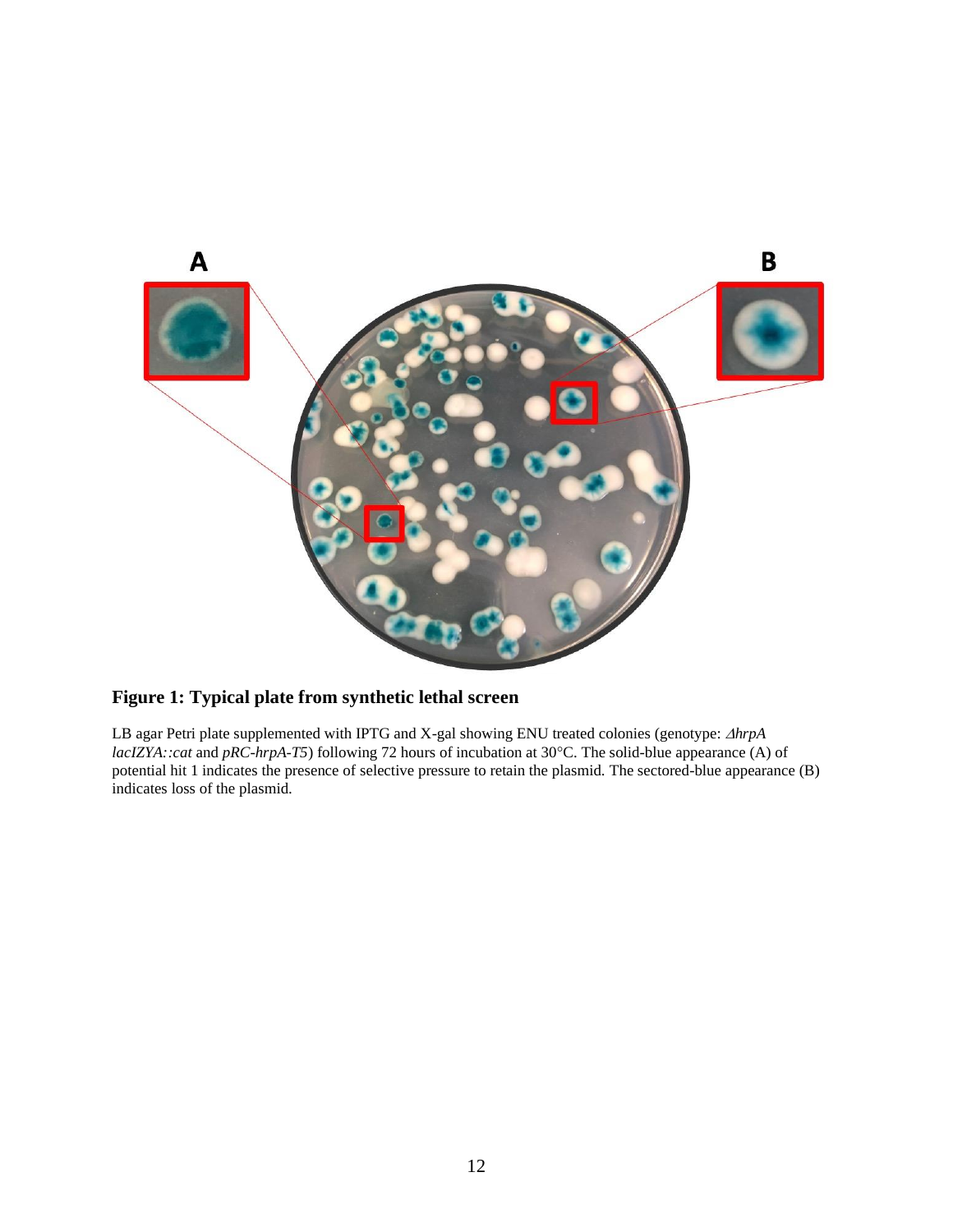**Figure 1: Typical plate from synthetic lethal screen**

LB agar Petri plate supplemented with IPTG and X-gal showing ENU treated colonies (genotype: *ΔhrpA lacIZYA::cat* and *pRC-hrpA-T5*) following 72 hours of incubation at 30°C. The solid-blue appearance (A) of potential hit 1 indicates the presence of selective pressure to retain the plasmid. The sectored-blue appearance (B) indicates loss of the plasmid.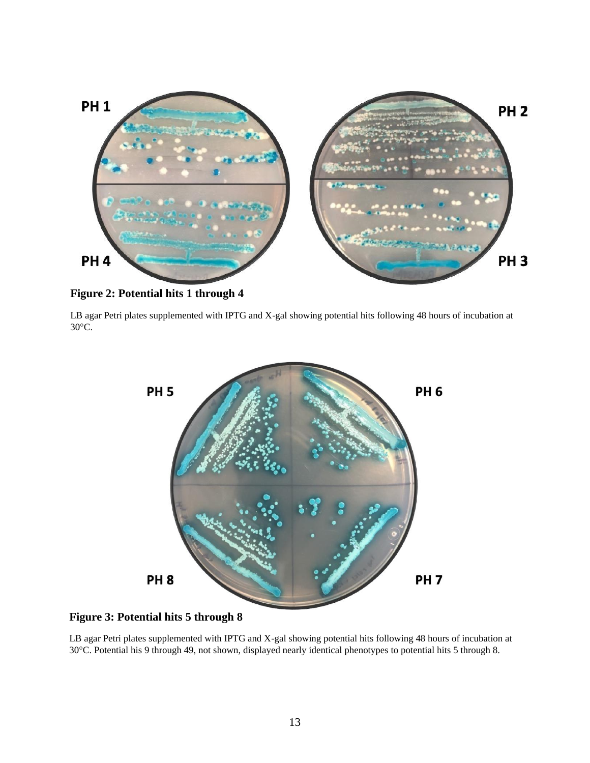**Figure 2: Potential hits 1 through 4**

LB agar Petri plates supplemented with IPTG and X-gal showing potential hits following 48 hours of incubation at 30°C.

**Figure 3: Potential hits 5 through 8**

LB agar Petri plates supplemented with IPTG and X-gal showing potential hits following 48 hours of incubation at 30°C. Potential his 9 through 49, not shown, displayed nearly identical phenotypes to potential hits 5 through 8.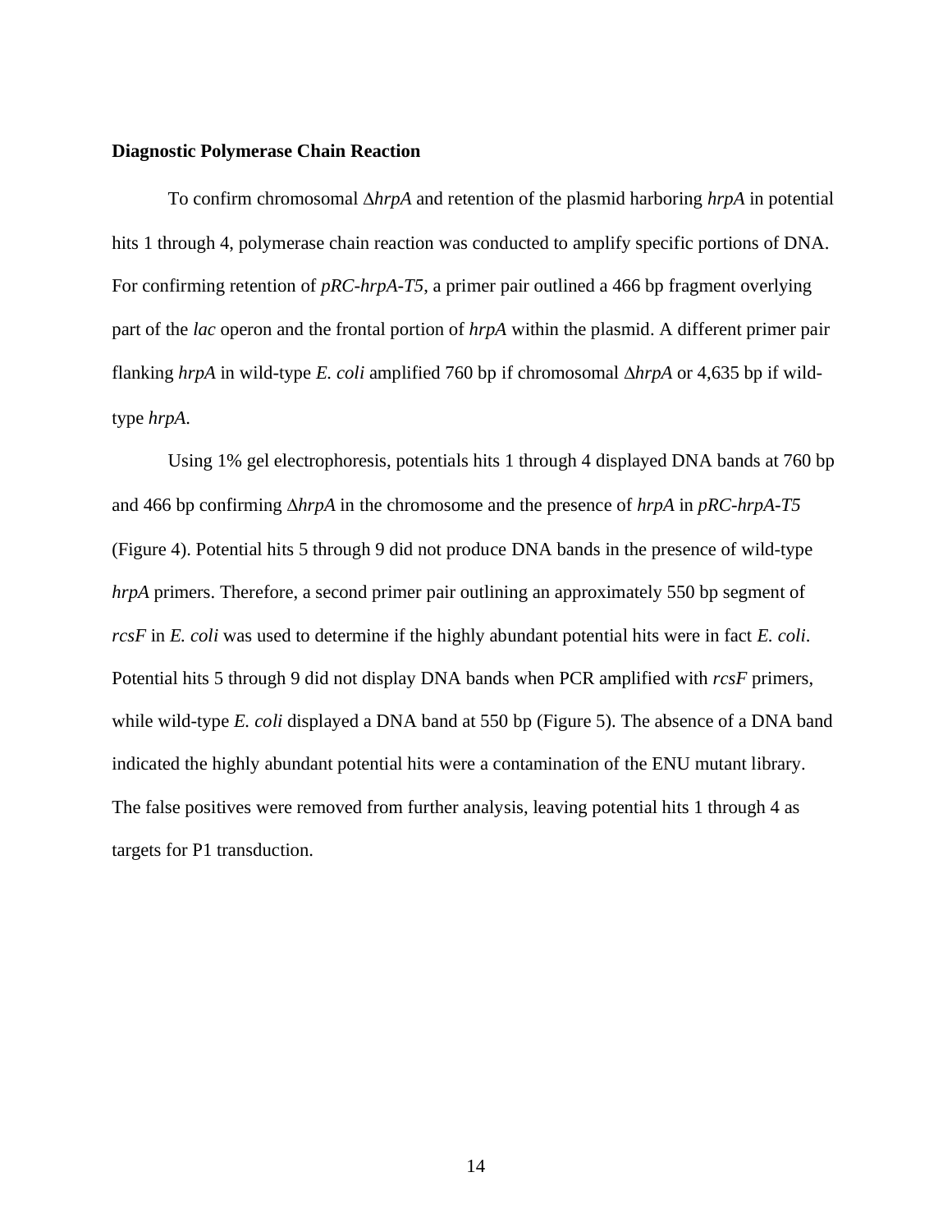**Diagnostic Polymerase Chain Reaction**

To confirm chromosomal Δ*hrpA* and retention of the plasmid harboring *hrpA* in potential hits 1 through 4, polymerase chain reaction was conducted to amplify specific portions of DNA. For confirming retention of *pRC-hrpA-T5*, a primer pair outlined a 466 bp fragment overlying part of the *lac* operon and the frontal portion of *hrpA* within the plasmid. A different primer pair flanking *hrpA* in wild-type *E. coli* amplified 760 bp if chromosomal Δ*hrpA* or 4,635 bp if wild-type *hrpA*.

Using 1% gel electrophoresis, potentials hits 1 through 4 displayed DNA bands at 760 bp and 466 bp confirming Δ*hrpA* in the chromosome and the presence of *hrpA* in *pRC-hrpA-T5* (Figure 4). Potential hits 5 through 9 did not produce DNA bands in the presence of wild-type *hrpA* primers. Therefore, a second primer pair outlining an approximately 550 bp segment of *rcsF* in *E. coli* was used to determine if the highly abundant potential hits were in fact *E. coli*. Potential hits 5 through 9 did not display DNA bands when PCR amplified with *rcsF* primers, while wild-type *E. coli* displayed a DNA band at 550 bp (Figure 5). The absence of a DNA band indicated the highly abundant potential hits were a contamination of the ENU mutant library. The false positives were removed from further analysis, leaving potential hits 1 through 4 as targets for P1 transduction.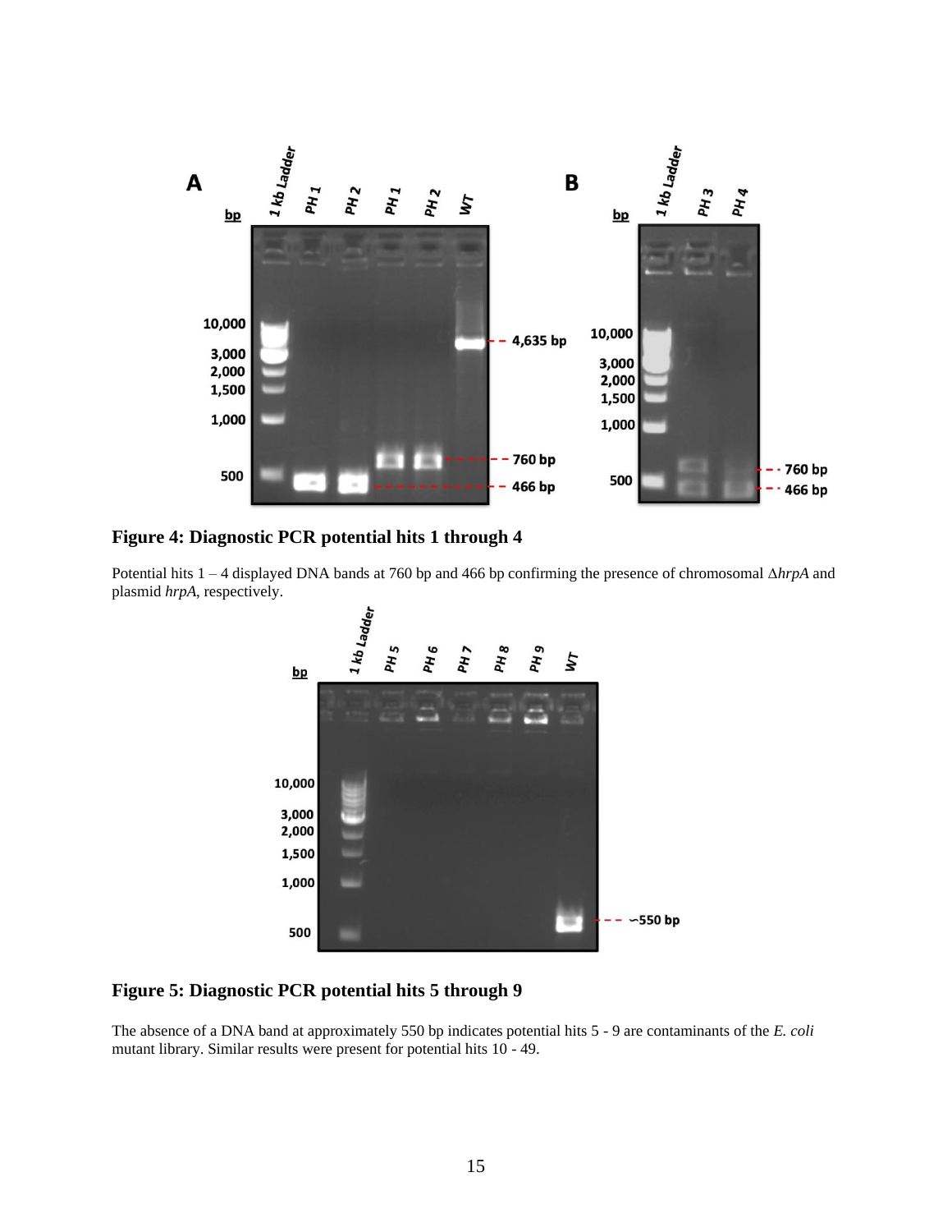**Figure 4: Diagnostic PCR potential hits 1 through 4**

Potential hits 1 – 4 displayed DNA bands at 760 bp and 466 bp confirming the presence of chromosomal Δ*hrpA* and plasmid *hrpA*, respectively.

**Figure 5: Diagnostic PCR potential hits 5 through 9**

The absence of a DNA band at approximately 550 bp indicates potential hits 5 - 9 are contaminants of the *E. coli* mutant library. Similar results were present for potential hits 10 - 49.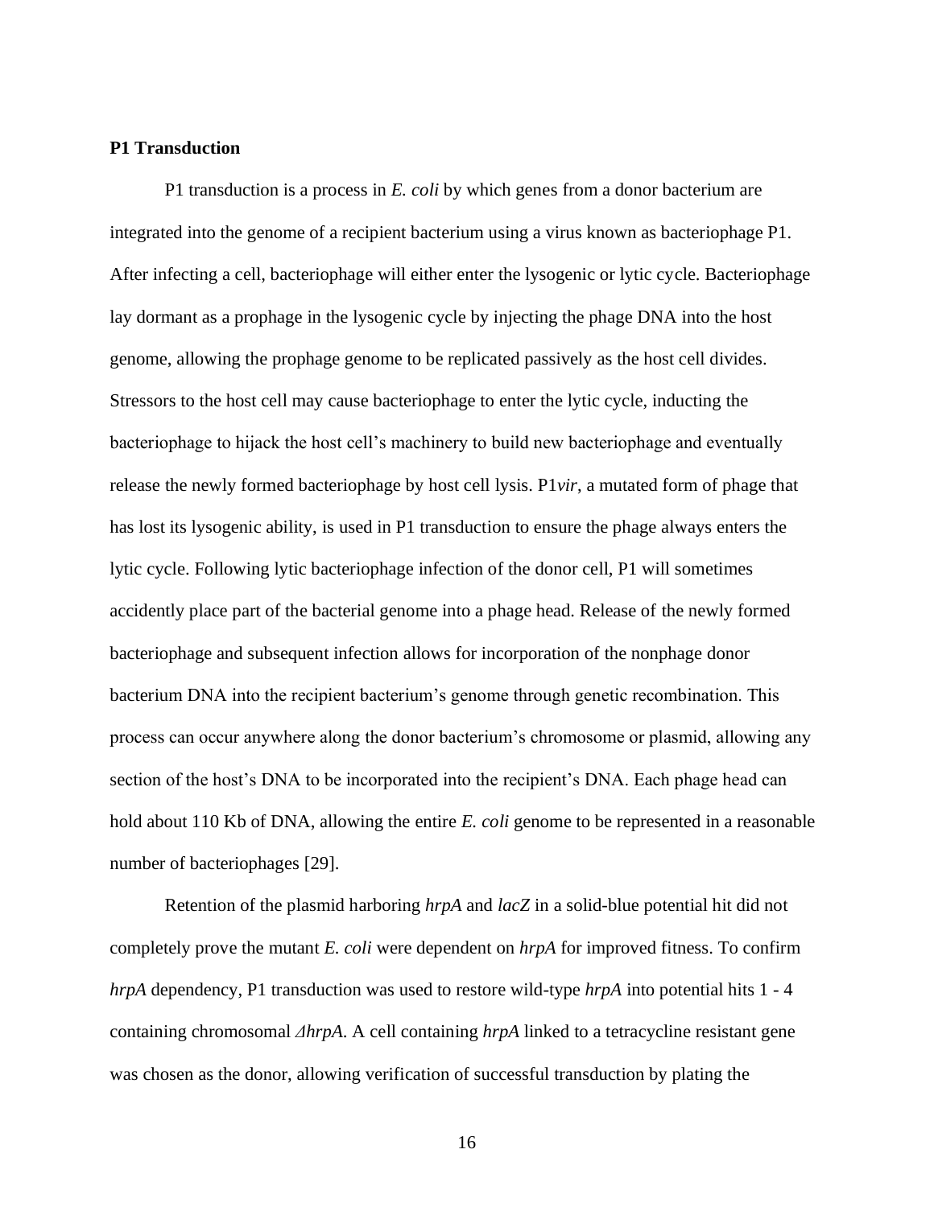**P1 Transduction**

P1 transduction is a process in *E. coli* by which genes from a donor bacterium are integrated into the genome of a recipient bacterium using a virus known as bacteriophage P1. After infecting a cell, bacteriophage will either enter the lysogenic or lytic cycle. Bacteriophage lay dormant as a prophage in the lysogenic cycle by injecting the phage DNA into the host genome, allowing the prophage genome to be replicated passively as the host cell divides. Stressors to the host cell may cause bacteriophage to enter the lytic cycle, inducting the bacteriophage to hijack the host cell's machinery to build new bacteriophage and eventually release the newly formed bacteriophage by host cell lysis. P1*vir*, a mutated form of phage that has lost its lysogenic ability, is used in P1 transduction to ensure the phage always enters the lytic cycle. Following lytic bacteriophage infection of the donor cell, P1 will sometimes accidently place part of the bacterial genome into a phage head. Release of the newly formed bacteriophage and subsequent infection allows for incorporation of the nonphage donor bacterium DNA into the recipient bacterium's genome through genetic recombination. This process can occur anywhere along the donor bacterium's chromosome or plasmid, allowing any section of the host's DNA to be incorporated into the recipient's DNA. Each phage head can hold about 110 Kb of DNA, allowing the entire *E. coli* genome to be represented in a reasonable number of bacteriophages [29].

Retention of the plasmid harboring *hrpA* and *lacZ* in a solid-blue potential hit did not completely prove the mutant *E. coli* were dependent on *hrpA* for improved fitness. To confirm *hrpA* dependency, P1 transduction was used to restore wild-type *hrpA* into potential hits 1 - 4 containing chromosomal *ΔhrpA*. A cell containing *hrpA* linked to a tetracycline resistant gene was chosen as the donor, allowing verification of successful transduction by plating the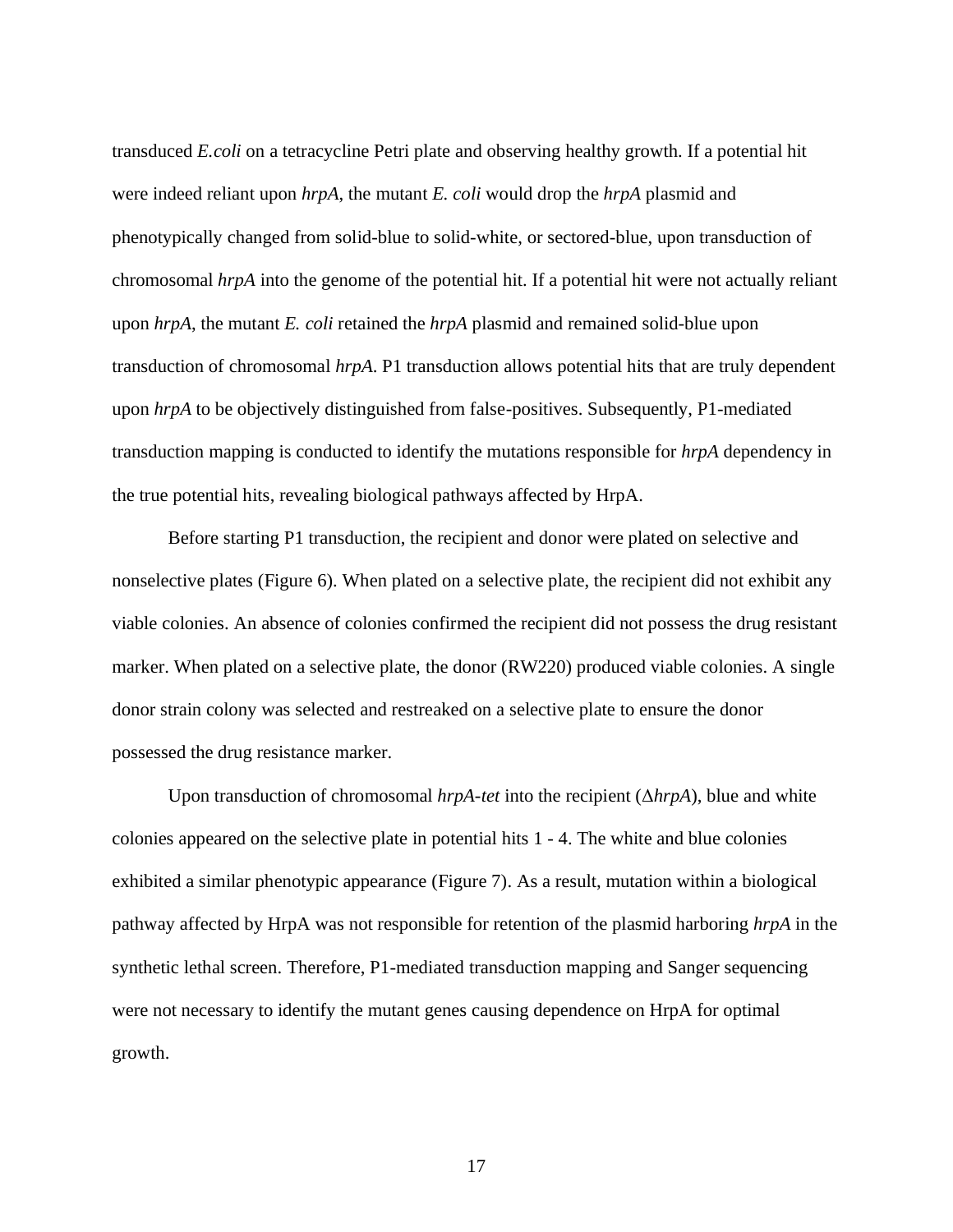transduced *E.coli* on a tetracycline Petri plate and observing healthy growth. If a potential hit were indeed reliant upon *hrpA*, the mutant *E. coli* would drop the *hrpA* plasmid and phenotypically changed from solid-blue to solid-white, or sectored-blue, upon transduction of chromosomal *hrpA* into the genome of the potential hit. If a potential hit were not actually reliant upon *hrpA*, the mutant *E. coli* retained the *hrpA* plasmid and remained solid-blue upon transduction of chromosomal *hrpA*. P1 transduction allows potential hits that are truly dependent upon *hrpA* to be objectively distinguished from false-positives. Subsequently, P1-mediated transduction mapping is conducted to identify the mutations responsible for *hrpA* dependency in the true potential hits, revealing biological pathways affected by HrpA.

Before starting P1 transduction, the recipient and donor were plated on selective and nonselective plates (Figure 6). When plated on a selective plate, the recipient did not exhibit any viable colonies. An absence of colonies confirmed the recipient did not possess the drug resistant marker. When plated on a selective plate, the donor (RW220) produced viable colonies. A single donor strain colony was selected and restreaked on a selective plate to ensure the donor possessed the drug resistance marker.

Upon transduction of chromosomal *hrpA-tet* into the recipient (Δ*hrpA*), blue and white colonies appeared on the selective plate in potential hits 1 - 4. The white and blue colonies exhibited a similar phenotypic appearance (Figure 7). As a result, mutation within a biological pathway affected by HrpA was not responsible for retention of the plasmid harboring *hrpA* in the synthetic lethal screen. Therefore, P1-mediated transduction mapping and Sanger sequencing were not necessary to identify the mutant genes causing dependence on HrpA for optimal growth.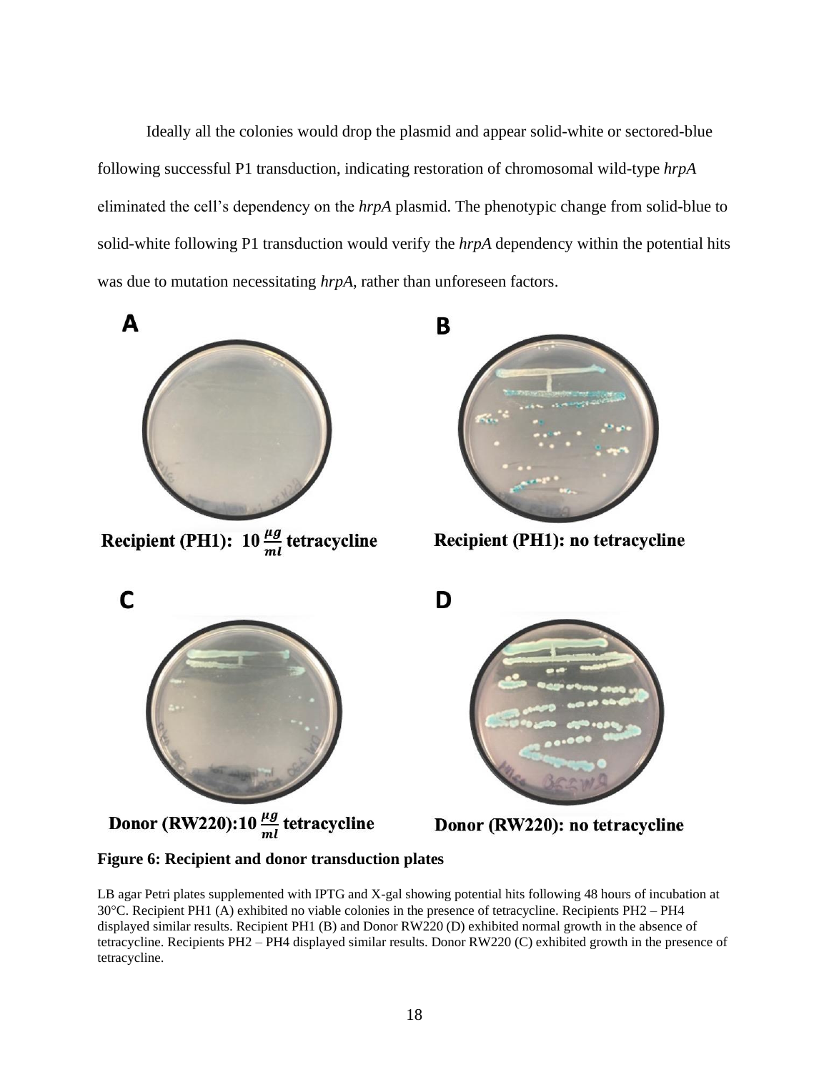Ideally all the colonies would drop the plasmid and appear solid-white or sectored-blue following successful P1 transduction, indicating restoration of chromosomal wild-type *hrpA* eliminated the cell's dependency on the *hrpA* plasmid. The phenotypic change from solid-blue to solid-white following P1 transduction would verify the *hrpA* dependency within the potential hits was due to mutation necessitating *hrpA*, rather than unforeseen factors.

**A**

**Recipient (PH1): 10 $\frac{\mu g}{ml}$ tetracycline**

**B**

**Recipient (PH1): no tetracycline**

**C**

**Donor (RW220): 10 $\frac{\mu g}{ml}$ tetracycline**

**D**

**Donor (RW220): no tetracycline**

**Figure 6: Recipient and donor transduction plates**

LB agar Petri plates supplemented with IPTG and X-gal showing potential hits following 48 hours of incubation at 30°C. Recipient PH1 (A) exhibited no viable colonies in the presence of tetracycline. Recipients PH2 – PH4 displayed similar results. Recipient PH1 (B) and Donor RW220 (D) exhibited normal growth in the absence of tetracycline. Recipients PH2 – PH4 displayed similar results. Donor RW220 (C) exhibited growth in the presence of tetracycline.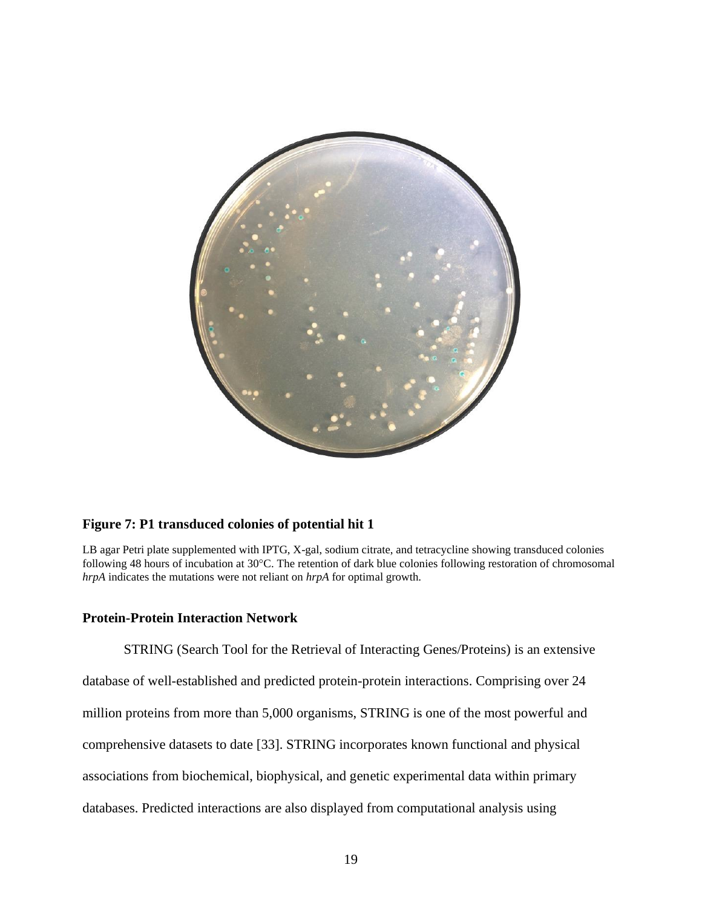**Figure 7: P1 transduced colonies of potential hit 1**

LB agar Petri plate supplemented with IPTG, X-gal, sodium citrate, and tetracycline showing transduced colonies following 48 hours of incubation at 30°C. The retention of dark blue colonies following restoration of chromosomal *hrpA* indicates the mutations were not reliant on *hrpA* for optimal growth.

### Protein-Protein Interaction Network

STRING (Search Tool for the Retrieval of Interacting Genes/Proteins) is an extensive database of well-established and predicted protein-protein interactions. Comprising over 24 million proteins from more than 5,000 organisms, STRING is one of the most powerful and comprehensive datasets to date [33]. STRING incorporates known functional and physical associations from biochemical, biophysical, and genetic experimental data within primary databases. Predicted interactions are also displayed from computational analysis using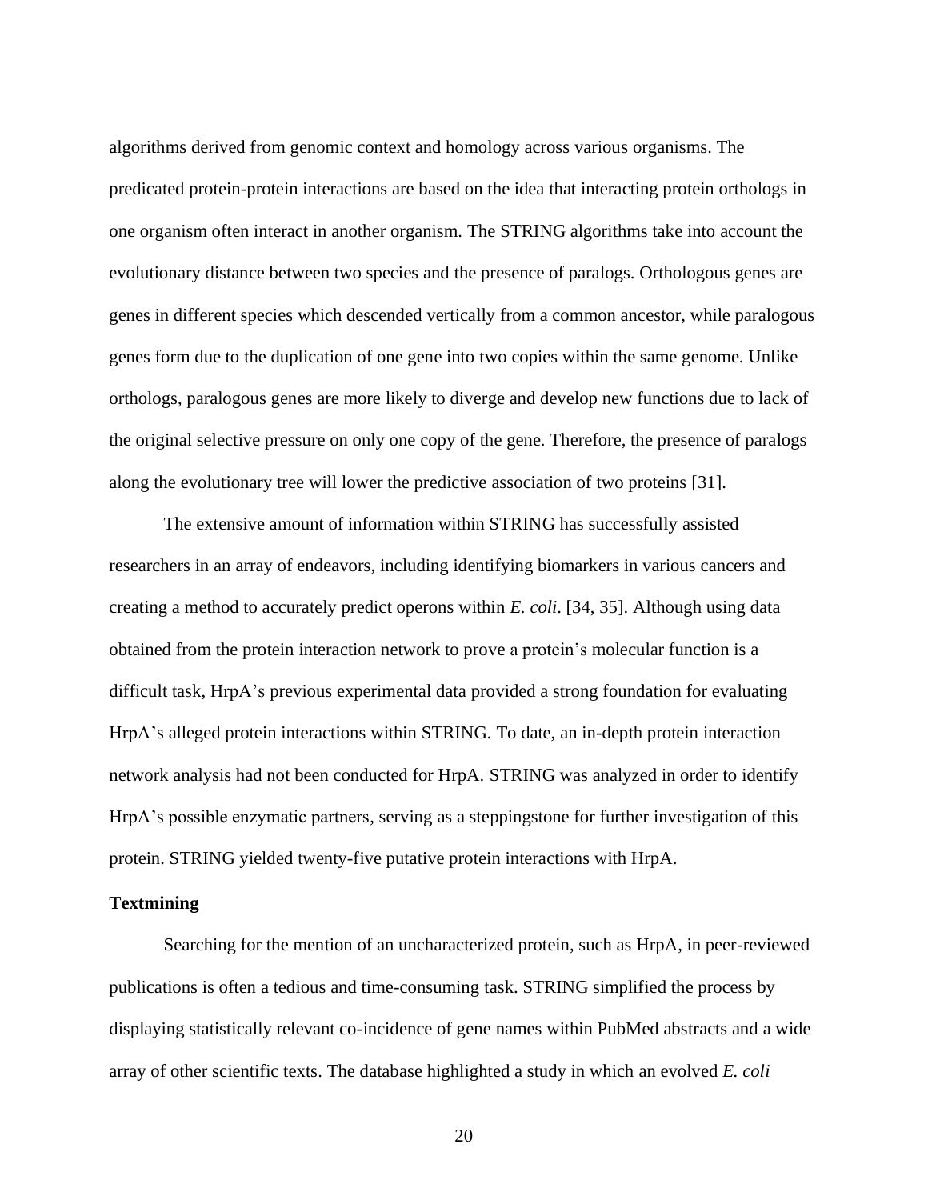algorithms derived from genomic context and homology across various organisms. The predicated protein-protein interactions are based on the idea that interacting protein orthologs in one organism often interact in another organism. The STRING algorithms take into account the evolutionary distance between two species and the presence of paralogs. Orthologous genes are genes in different species which descended vertically from a common ancestor, while paralogous genes form due to the duplication of one gene into two copies within the same genome. Unlike orthologs, paralogous genes are more likely to diverge and develop new functions due to lack of the original selective pressure on only one copy of the gene. Therefore, the presence of paralogs along the evolutionary tree will lower the predictive association of two proteins [31].

The extensive amount of information within STRING has successfully assisted researchers in an array of endeavors, including identifying biomarkers in various cancers and creating a method to accurately predict operons within *E. coli*. [34, 35]. Although using data obtained from the protein interaction network to prove a protein's molecular function is a difficult task, HrpA's previous experimental data provided a strong foundation for evaluating HrpA's alleged protein interactions within STRING. To date, an in-depth protein interaction network analysis had not been conducted for HrpA. STRING was analyzed in order to identify HrpA's possible enzymatic partners, serving as a steppingstone for further investigation of this protein. STRING yielded twenty-five putative protein interactions with HrpA.

**Textmining**

Searching for the mention of an uncharacterized protein, such as HrpA, in peer-reviewed publications is often a tedious and time-consuming task. STRING simplified the process by displaying statistically relevant co-incidence of gene names within PubMed abstracts and a wide array of other scientific texts. The database highlighted a study in which an evolved *E. coli*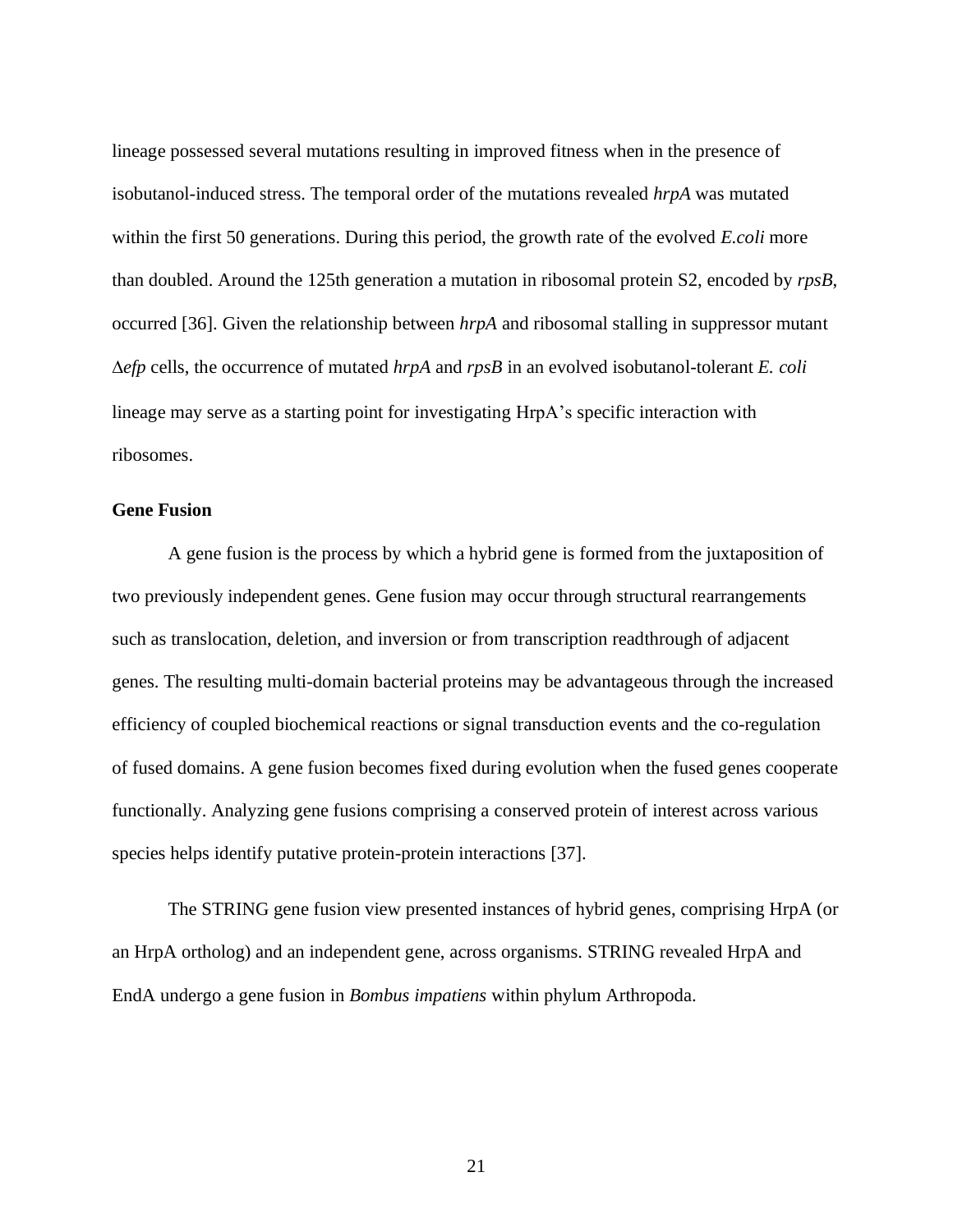lineage possessed several mutations resulting in improved fitness when in the presence of isobutanol-induced stress. The temporal order of the mutations revealed *hrpA* was mutated within the first 50 generations. During this period, the growth rate of the evolved *E.coli* more than doubled. Around the 125th generation a mutation in ribosomal protein S2, encoded by *rpsB*, occurred [36]. Given the relationship between *hrpA* and ribosomal stalling in suppressor mutant Δ*efp* cells, the occurrence of mutated *hrpA* and *rpsB* in an evolved isobutanol-tolerant *E. coli* lineage may serve as a starting point for investigating HrpA's specific interaction with ribosomes.

**Gene Fusion**

A gene fusion is the process by which a hybrid gene is formed from the juxtaposition of two previously independent genes. Gene fusion may occur through structural rearrangements such as translocation, deletion, and inversion or from transcription readthrough of adjacent genes. The resulting multi-domain bacterial proteins may be advantageous through the increased efficiency of coupled biochemical reactions or signal transduction events and the co-regulation of fused domains. A gene fusion becomes fixed during evolution when the fused genes cooperate functionally. Analyzing gene fusions comprising a conserved protein of interest across various species helps identify putative protein-protein interactions [37].

The STRING gene fusion view presented instances of hybrid genes, comprising HrpA (or an HrpA ortholog) and an independent gene, across organisms. STRING revealed HrpA and EndA undergo a gene fusion in *Bombus impatiens* within phylum Arthropoda.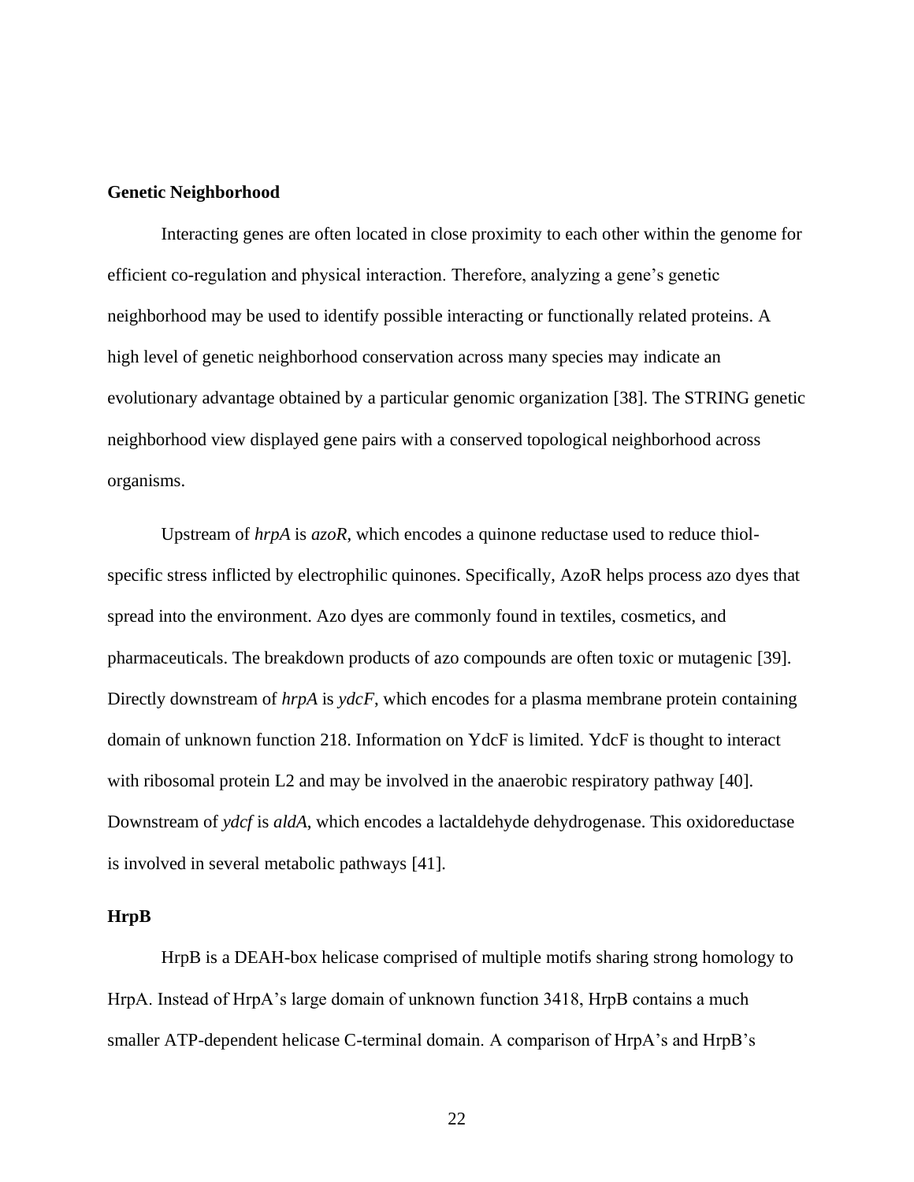**Genetic Neighborhood**

Interacting genes are often located in close proximity to each other within the genome for efficient co-regulation and physical interaction. Therefore, analyzing a gene's genetic neighborhood may be used to identify possible interacting or functionally related proteins. A high level of genetic neighborhood conservation across many species may indicate an evolutionary advantage obtained by a particular genomic organization [38]. The STRING genetic neighborhood view displayed gene pairs with a conserved topological neighborhood across organisms.

Upstream of *hrpA* is *azoR*, which encodes a quinone reductase used to reduce thiol-specific stress inflicted by electrophilic quinones. Specifically, AzoR helps process azo dyes that spread into the environment. Azo dyes are commonly found in textiles, cosmetics, and pharmaceuticals. The breakdown products of azo compounds are often toxic or mutagenic [39]. Directly downstream of *hrpA* is *ydcF*, which encodes for a plasma membrane protein containing domain of unknown function 218. Information on YdcF is limited. YdcF is thought to interact with ribosomal protein L2 and may be involved in the anaerobic respiratory pathway [40]. Downstream of *ydcf* is *aldA*, which encodes a lactaldehyde dehydrogenase. This oxidoreductase is involved in several metabolic pathways [41].

**HrpB**

HrpB is a DEAH-box helicase comprised of multiple motifs sharing strong homology to HrpA. Instead of HrpA's large domain of unknown function 3418, HrpB contains a much smaller ATP-dependent helicase C-terminal domain. A comparison of HrpA's and HrpB's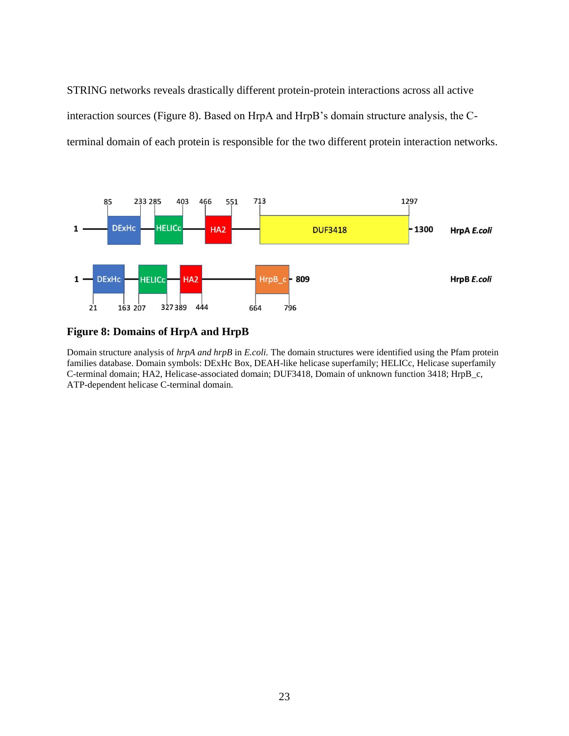STRING networks reveals drastically different protein-protein interactions across all active interaction sources (Figure 8). Based on HrpA and HrpB's domain structure analysis, the C-terminal domain of each protein is responsible for the two different protein interaction networks.

**Figure 8: Domains of HrpA and HrpB**

Domain structure analysis of *hrpA and hrpB* in *E.coli.* The domain structures were identified using the Pfam protein families database. Domain symbols: DExHc Box, DEAH-like helicase superfamily; HELICc, Helicase superfamily C-terminal domain; HA2, Helicase-associated domain; DUF3418, Domain of unknown function 3418; HrpB_c, ATP-dependent helicase C-terminal domain.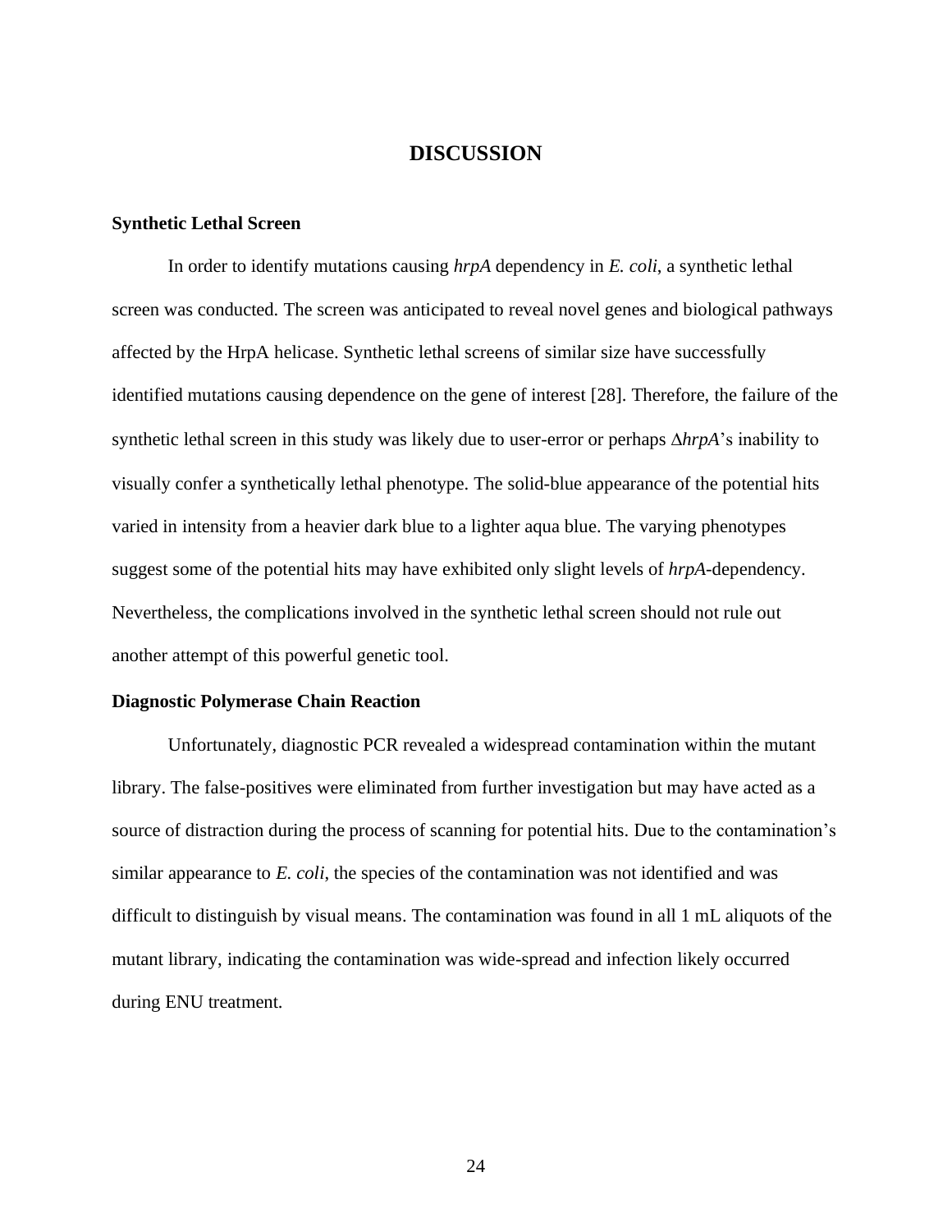# DISCUSSION

### Synthetic Lethal Screen

In order to identify mutations causing *hrpA* dependency in *E. coli*, a synthetic lethal screen was conducted. The screen was anticipated to reveal novel genes and biological pathways affected by the HrpA helicase. Synthetic lethal screens of similar size have successfully identified mutations causing dependence on the gene of interest [28]. Therefore, the failure of the synthetic lethal screen in this study was likely due to user-error or perhaps Δ*hrpA*'s inability to visually confer a synthetically lethal phenotype. The solid-blue appearance of the potential hits varied in intensity from a heavier dark blue to a lighter aqua blue. The varying phenotypes suggest some of the potential hits may have exhibited only slight levels of *hrpA*-dependency. Nevertheless, the complications involved in the synthetic lethal screen should not rule out another attempt of this powerful genetic tool.

### Diagnostic Polymerase Chain Reaction

Unfortunately, diagnostic PCR revealed a widespread contamination within the mutant library. The false-positives were eliminated from further investigation but may have acted as a source of distraction during the process of scanning for potential hits. Due to the contamination's similar appearance to *E. coli*, the species of the contamination was not identified and was difficult to distinguish by visual means. The contamination was found in all 1 mL aliquots of the mutant library, indicating the contamination was wide-spread and infection likely occurred during ENU treatment.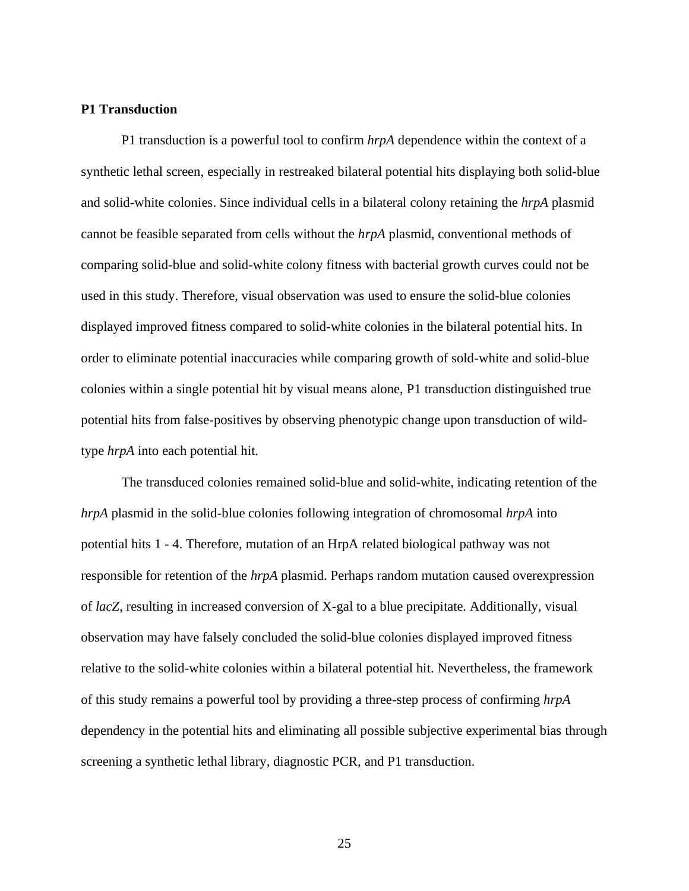**P1 Transduction**

P1 transduction is a powerful tool to confirm *hrpA* dependence within the context of a synthetic lethal screen, especially in restreaked bilateral potential hits displaying both solid-blue and solid-white colonies. Since individual cells in a bilateral colony retaining the *hrpA* plasmid cannot be feasible separated from cells without the *hrpA* plasmid, conventional methods of comparing solid-blue and solid-white colony fitness with bacterial growth curves could not be used in this study. Therefore, visual observation was used to ensure the solid-blue colonies displayed improved fitness compared to solid-white colonies in the bilateral potential hits. In order to eliminate potential inaccuracies while comparing growth of sold-white and solid-blue colonies within a single potential hit by visual means alone, P1 transduction distinguished true potential hits from false-positives by observing phenotypic change upon transduction of wild-type *hrpA* into each potential hit.

The transduced colonies remained solid-blue and solid-white, indicating retention of the *hrpA* plasmid in the solid-blue colonies following integration of chromosomal *hrpA* into potential hits 1 - 4. Therefore, mutation of an HrpA related biological pathway was not responsible for retention of the *hrpA* plasmid. Perhaps random mutation caused overexpression of *lacZ*, resulting in increased conversion of X-gal to a blue precipitate. Additionally, visual observation may have falsely concluded the solid-blue colonies displayed improved fitness relative to the solid-white colonies within a bilateral potential hit. Nevertheless, the framework of this study remains a powerful tool by providing a three-step process of confirming *hrpA* dependency in the potential hits and eliminating all possible subjective experimental bias through screening a synthetic lethal library, diagnostic PCR, and P1 transduction.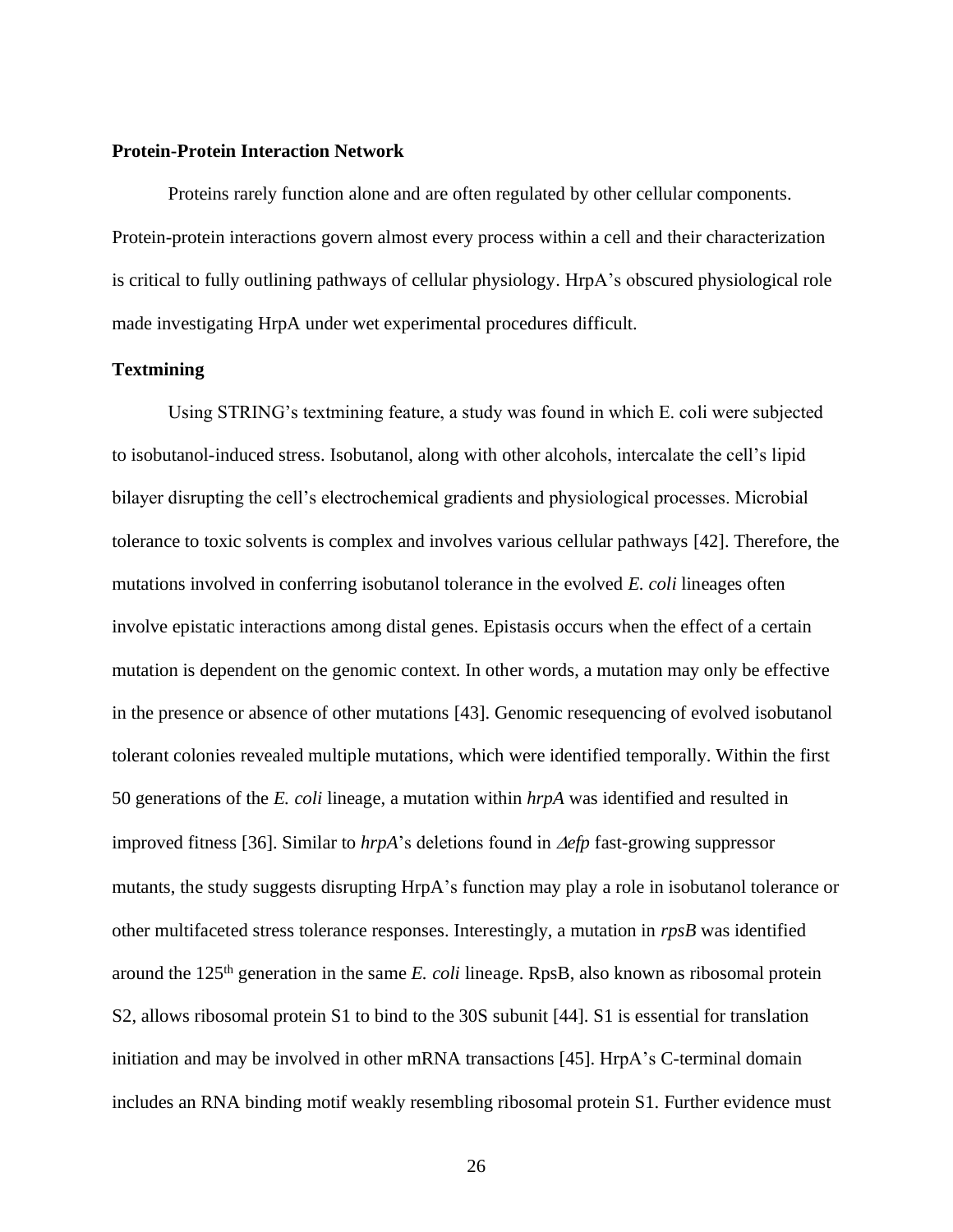**Protein-Protein Interaction Network**

Proteins rarely function alone and are often regulated by other cellular components. Protein-protein interactions govern almost every process within a cell and their characterization is critical to fully outlining pathways of cellular physiology. HrpA's obscured physiological role made investigating HrpA under wet experimental procedures difficult.

**Textmining**

Using STRING's textmining feature, a study was found in which E. coli were subjected to isobutanol-induced stress. Isobutanol, along with other alcohols, intercalate the cell's lipid bilayer disrupting the cell's electrochemical gradients and physiological processes. Microbial tolerance to toxic solvents is complex and involves various cellular pathways [42]. Therefore, the mutations involved in conferring isobutanol tolerance in the evolved *E. coli* lineages often involve epistatic interactions among distal genes. Epistasis occurs when the effect of a certain mutation is dependent on the genomic context. In other words, a mutation may only be effective in the presence or absence of other mutations [43]. Genomic resequencing of evolved isobutanol tolerant colonies revealed multiple mutations, which were identified temporally. Within the first 50 generations of the *E. coli* lineage, a mutation within *hrpA* was identified and resulted in improved fitness [36]. Similar to *hrpA*'s deletions found in *Δefp* fast-growing suppressor mutants, the study suggests disrupting HrpA's function may play a role in isobutanol tolerance or other multifaceted stress tolerance responses. Interestingly, a mutation in *rpsB* was identified around the 125th generation in the same *E. coli* lineage. RpsB, also known as ribosomal protein S2, allows ribosomal protein S1 to bind to the 30S subunit [44]. S1 is essential for translation initiation and may be involved in other mRNA transactions [45]. HrpA's C-terminal domain includes an RNA binding motif weakly resembling ribosomal protein S1. Further evidence must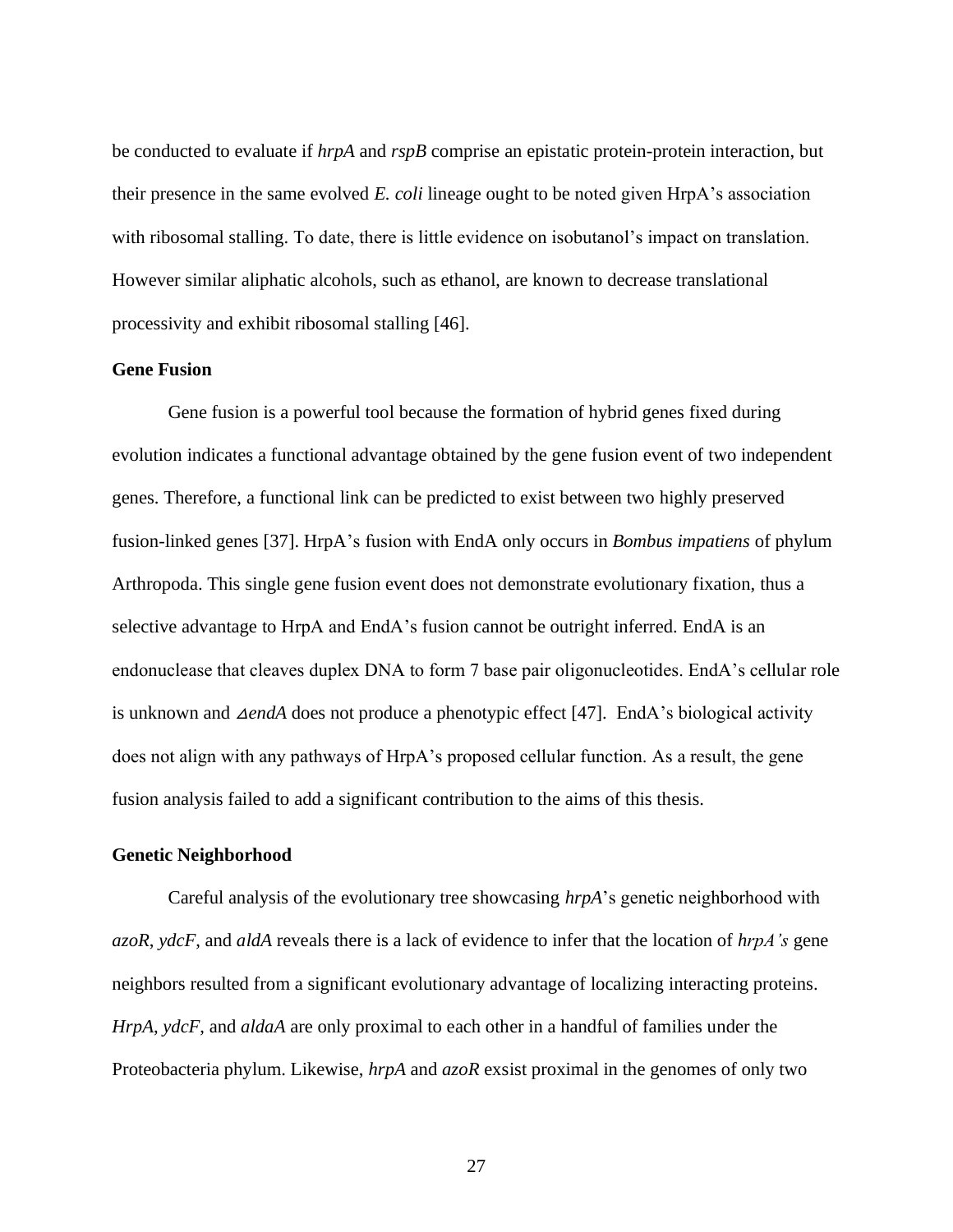be conducted to evaluate if *hrpA* and *rspB* comprise an epistatic protein-protein interaction, but their presence in the same evolved *E. coli* lineage ought to be noted given HrpA's association with ribosomal stalling. To date, there is little evidence on isobutanol's impact on translation. However similar aliphatic alcohols, such as ethanol, are known to decrease translational processivity and exhibit ribosomal stalling [46].

### Gene Fusion

Gene fusion is a powerful tool because the formation of hybrid genes fixed during evolution indicates a functional advantage obtained by the gene fusion event of two independent genes. Therefore, a functional link can be predicted to exist between two highly preserved fusion-linked genes [37]. HrpA's fusion with EndA only occurs in *Bombus impatiens* of phylum Arthropoda. This single gene fusion event does not demonstrate evolutionary fixation, thus a selective advantage to HrpA and EndA's fusion cannot be outright inferred. EndA is an endonuclease that cleaves duplex DNA to form 7 base pair oligonucleotides. EndA's cellular role is unknown and *⊿endA* does not produce a phenotypic effect [47]. EndA's biological activity does not align with any pathways of HrpA's proposed cellular function. As a result, the gene fusion analysis failed to add a significant contribution to the aims of this thesis.

### Genetic Neighborhood

Careful analysis of the evolutionary tree showcasing *hrpA*'s genetic neighborhood with *azoR*, *ydcF*, and *aldA* reveals there is a lack of evidence to infer that the location of *hrpA's* gene neighbors resulted from a significant evolutionary advantage of localizing interacting proteins. *HrpA*, *ydcF*, and *aldaA* are only proximal to each other in a handful of families under the Proteobacteria phylum. Likewise, *hrpA* and *azoR* exsist proximal in the genomes of only two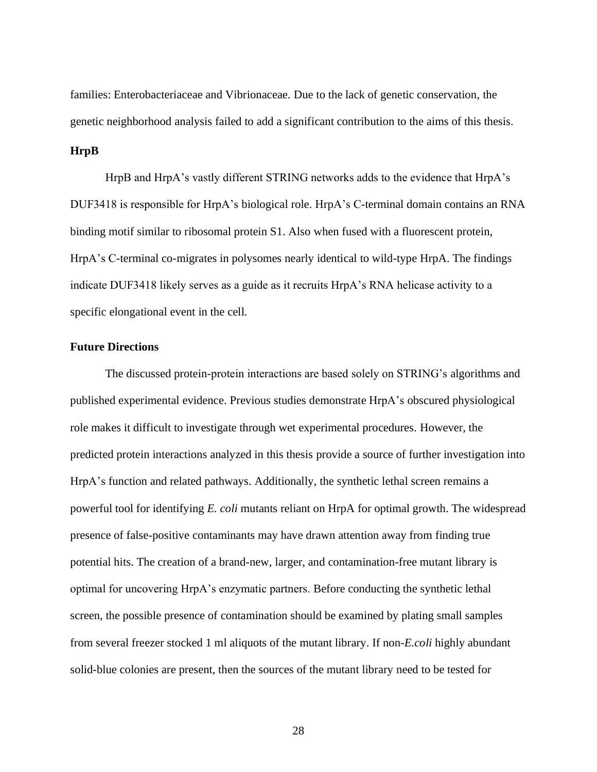families: Enterobacteriaceae and Vibrionaceae. Due to the lack of genetic conservation, the genetic neighborhood analysis failed to add a significant contribution to the aims of this thesis.

### HrpB

HrpB and HrpA's vastly different STRING networks adds to the evidence that HrpA's DUF3418 is responsible for HrpA's biological role. HrpA's C-terminal domain contains an RNA binding motif similar to ribosomal protein S1. Also when fused with a fluorescent protein, HrpA's C-terminal co-migrates in polysomes nearly identical to wild-type HrpA. The findings indicate DUF3418 likely serves as a guide as it recruits HrpA's RNA helicase activity to a specific elongational event in the cell.

### Future Directions

The discussed protein-protein interactions are based solely on STRING's algorithms and published experimental evidence. Previous studies demonstrate HrpA's obscured physiological role makes it difficult to investigate through wet experimental procedures. However, the predicted protein interactions analyzed in this thesis provide a source of further investigation into HrpA's function and related pathways. Additionally, the synthetic lethal screen remains a powerful tool for identifying *E. coli* mutants reliant on HrpA for optimal growth. The widespread presence of false-positive contaminants may have drawn attention away from finding true potential hits. The creation of a brand-new, larger, and contamination-free mutant library is optimal for uncovering HrpA's enzymatic partners. Before conducting the synthetic lethal screen, the possible presence of contamination should be examined by plating small samples from several freezer stocked 1 ml aliquots of the mutant library. If non-*E.coli* highly abundant solid-blue colonies are present, then the sources of the mutant library need to be tested for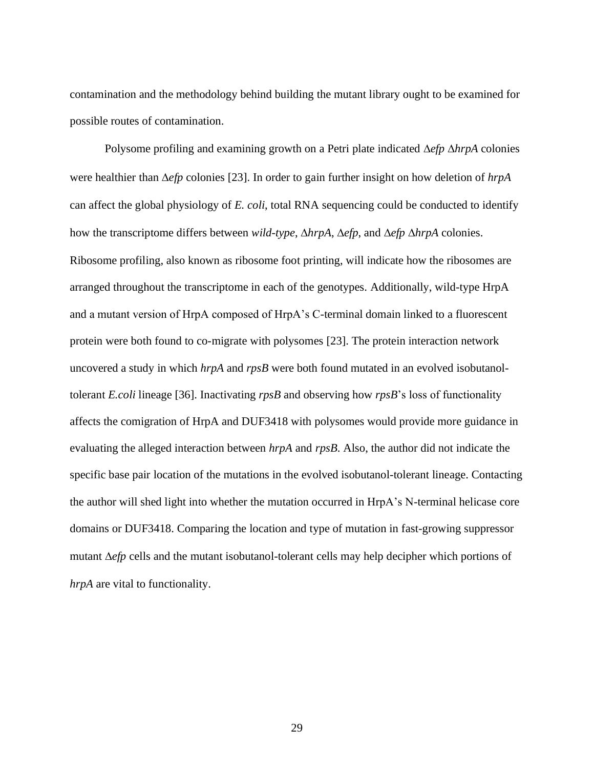contamination and the methodology behind building the mutant library ought to be examined for possible routes of contamination.

Polysome profiling and examining growth on a Petri plate indicated ∆*efp* ∆*hrpA* colonies were healthier than ∆*efp* colonies [23]. In order to gain further insight on how deletion of *hrpA* can affect the global physiology of *E. coli*, total RNA sequencing could be conducted to identify how the transcriptome differs between *wild-type*, ∆*hrpA*, ∆*efp*, and ∆*efp* ∆*hrpA* colonies. Ribosome profiling, also known as ribosome foot printing, will indicate how the ribosomes are arranged throughout the transcriptome in each of the genotypes. Additionally, wild-type HrpA and a mutant version of HrpA composed of HrpA's C-terminal domain linked to a fluorescent protein were both found to co-migrate with polysomes [23]. The protein interaction network uncovered a study in which *hrpA* and *rpsB* were both found mutated in an evolved isobutanol-tolerant *E.coli* lineage [36]. Inactivating *rpsB* and observing how *rpsB*'s loss of functionality affects the comigration of HrpA and DUF3418 with polysomes would provide more guidance in evaluating the alleged interaction between *hrpA* and *rpsB*. Also, the author did not indicate the specific base pair location of the mutations in the evolved isobutanol-tolerant lineage. Contacting the author will shed light into whether the mutation occurred in HrpA's N-terminal helicase core domains or DUF3418. Comparing the location and type of mutation in fast-growing suppressor mutant ∆*efp* cells and the mutant isobutanol-tolerant cells may help decipher which portions of *hrpA* are vital to functionality.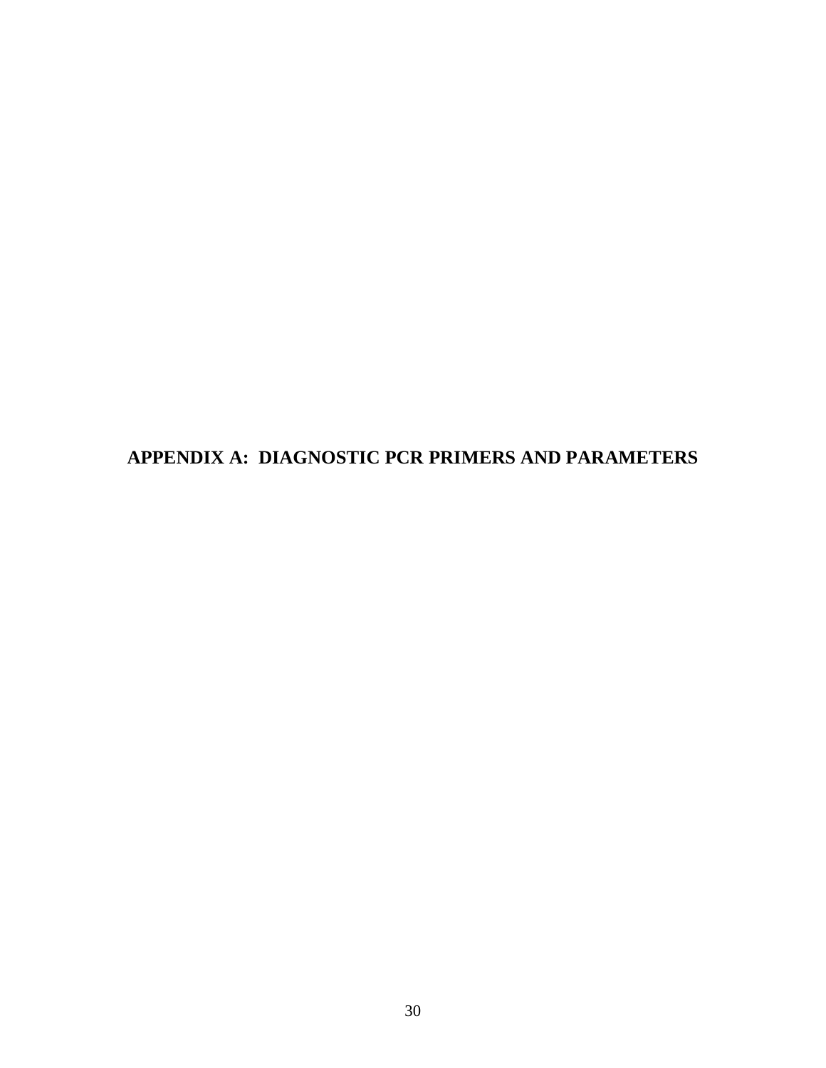# APPENDIX A: DIAGNOSTIC PCR PRIMERS AND PARAMETERS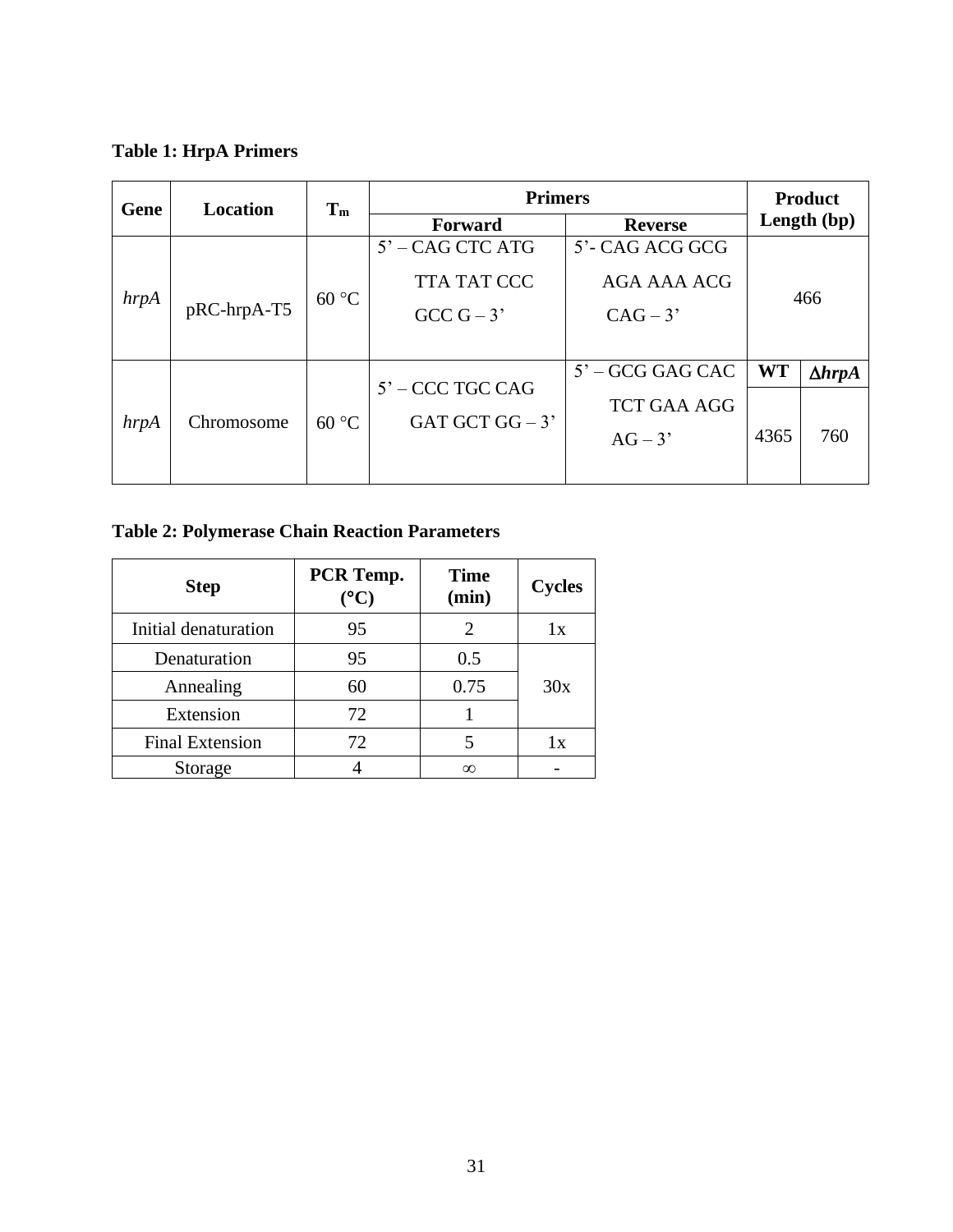**Table 1: HrpA Primers**

| Gene | Location | $T_m$ | Primers | | Product Length (bp) | |
|---|---|---|---|---|---|---|
| | | | Forward | Reverse | | |
| *hrpA* | pRC-hrpA-T5 | 60 °C | 5' – CAG CTC ATG TTA TAT CCC GCC G – 3' | 5'- CAG ACG GCG AGA AAA ACG CAG – 3' | 466 | |
| | | | | | **WT** | **Δ*hrpA*** |
| *hrpA* | Chromosome | 60 °C | 5' – CCC TGC CAG GAT GCT GG – 3' | 5' – GCG GAG CAC TCT GAA AGG AG – 3' | 4365 | 760 |

**Table 2: Polymerase Chain Reaction Parameters**

| Step | PCR Temp. (°C) | Time (min) | Cycles |
|---|---|---|---|
| Initial denaturation | 95 | 2 | 1x |
| Denaturation | 95 | 0.5 | 30x |
| Annealing | 60 | 0.75 | |
| Extension | 72 | 1 | |
| Final Extension | 72 | 5 | 1x |
| Storage | 4 | ∞ | - |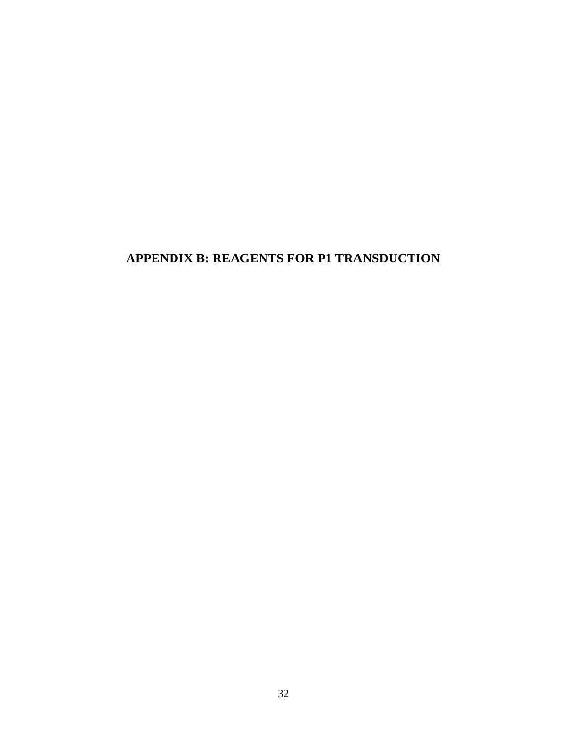# APPENDIX B: REAGENTS FOR P1 TRANSDUCTION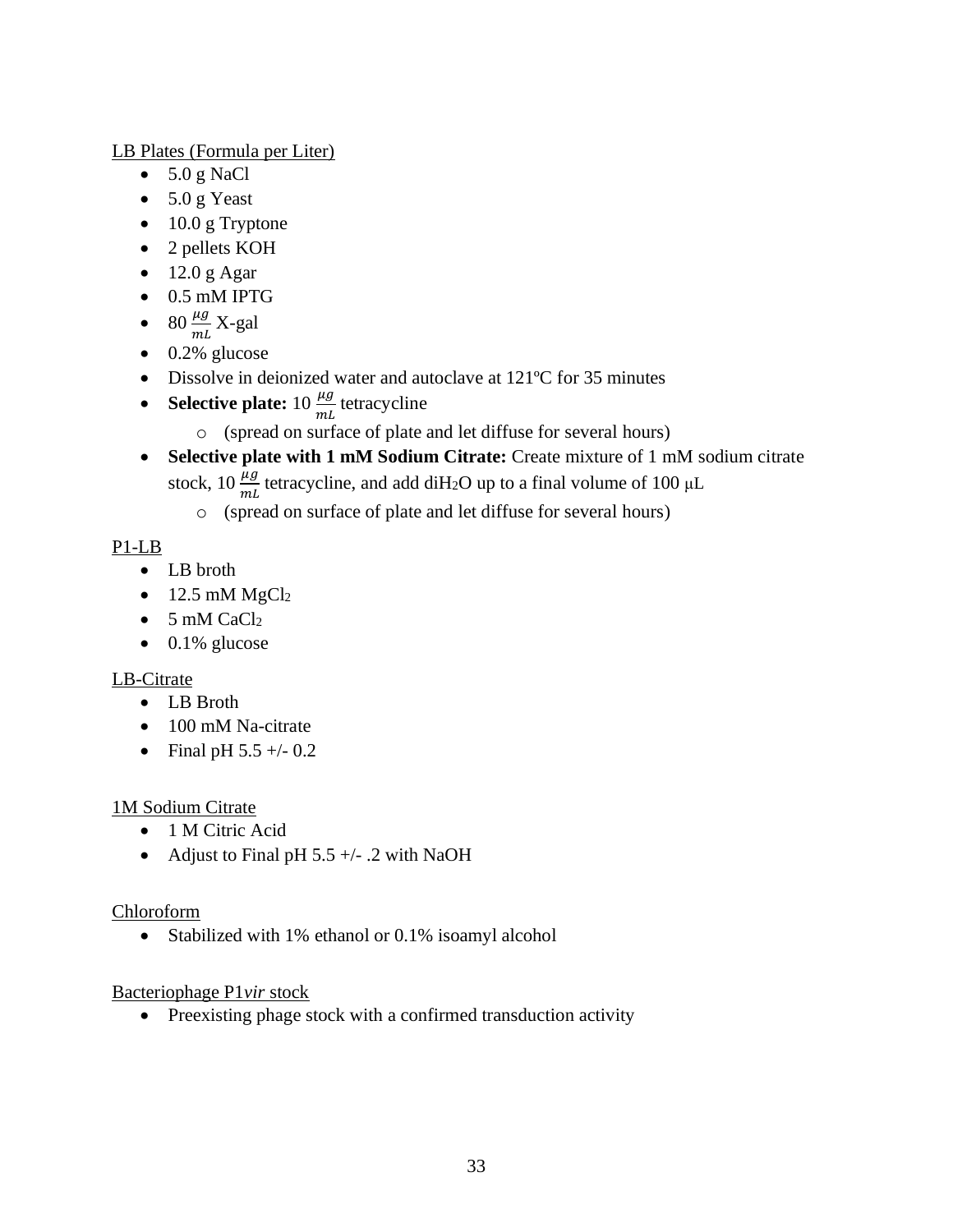LB Plates (Formula per Liter)

- 5.0 g NaCl
- 5.0 g Yeast
- 10.0 g Tryptone
- 2 pellets KOH
- 12.0 g Agar
- 0.5 mM IPTG
- 80 $\frac{\mu g}{mL}$ X-gal
- 0.2% glucose
- Dissolve in deionized water and autoclave at 121ºC for 35 minutes
- **Selective plate:** 10 $\frac{\mu g}{mL}$ tetracycline
    - (spread on surface of plate and let diffuse for several hours)
- **Selective plate with 1 mM Sodium Citrate:** Create mixture of 1 mM sodium citrate stock, 10 $\frac{\mu g}{mL}$ tetracycline, and add di$H_2O$ up to a final volume of 100 μL
    - (spread on surface of plate and let diffuse for several hours)

P1-LB

- LB broth
- 12.5 mM $MgCl_2$
- 5 mM $CaCl_2$
- 0.1% glucose

LB-Citrate

- LB Broth
- 100 mM Na-citrate
- Final pH 5.5 +/- 0.2

1M Sodium Citrate

- 1 M Citric Acid
- Adjust to Final pH 5.5 +/- .2 with NaOH

Chloroform

- Stabilized with 1% ethanol or 0.1% isoamyl alcohol

Bacteriophage P1*vir* stock

- Preexisting phage stock with a confirmed transduction activity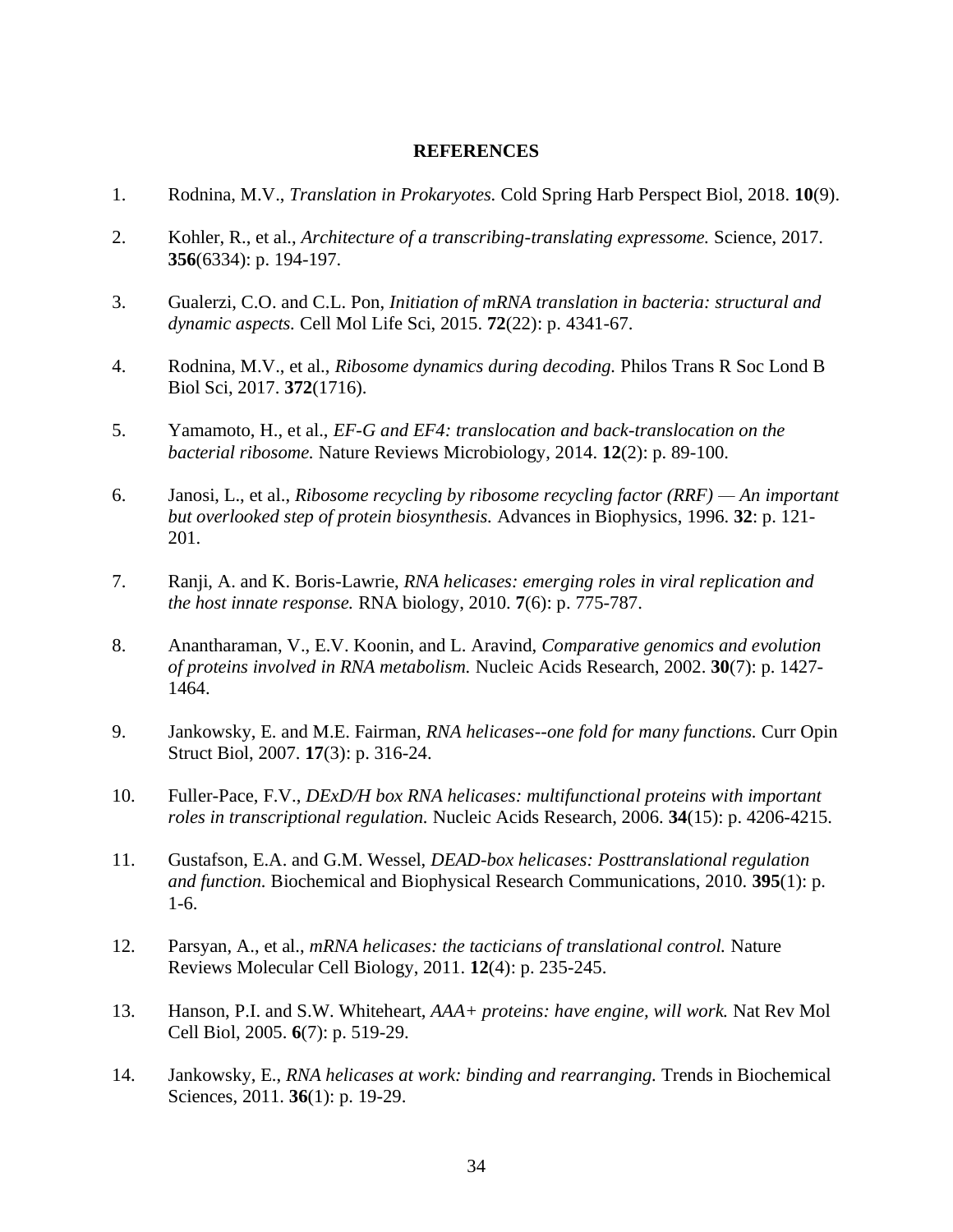## REFERENCES

1. Rodnina, M.V., *Translation in Prokaryotes.* Cold Spring Harb Perspect Biol, 2018. **10**(9).

2. Kohler, R., et al., *Architecture of a transcribing-translating expressome.* Science, 2017. **356**(6334): p. 194-197.

3. Gualerzi, C.O. and C.L. Pon, *Initiation of mRNA translation in bacteria: structural and dynamic aspects.* Cell Mol Life Sci, 2015. **72**(22): p. 4341-67.

4. Rodnina, M.V., et al., *Ribosome dynamics during decoding.* Philos Trans R Soc Lond B Biol Sci, 2017. **372**(1716).

5. Yamamoto, H., et al., *EF-G and EF4: translocation and back-translocation on the bacterial ribosome.* Nature Reviews Microbiology, 2014. **12**(2): p. 89-100.

6. Janosi, L., et al., *Ribosome recycling by ribosome recycling factor (RRF) — An important but overlooked step of protein biosynthesis.* Advances in Biophysics, 1996. **32**: p. 121-201.

7. Ranji, A. and K. Boris-Lawrie, *RNA helicases: emerging roles in viral replication and the host innate response.* RNA biology, 2010. **7**(6): p. 775-787.

8. Anantharaman, V., E.V. Koonin, and L. Aravind, *Comparative genomics and evolution of proteins involved in RNA metabolism.* Nucleic Acids Research, 2002. **30**(7): p. 1427-1464.

9. Jankowsky, E. and M.E. Fairman, *RNA helicases--one fold for many functions.* Curr Opin Struct Biol, 2007. **17**(3): p. 316-24.

10. Fuller-Pace, F.V., *DExD/H box RNA helicases: multifunctional proteins with important roles in transcriptional regulation.* Nucleic Acids Research, 2006. **34**(15): p. 4206-4215.

11. Gustafson, E.A. and G.M. Wessel, *DEAD-box helicases: Posttranslational regulation and function.* Biochemical and Biophysical Research Communications, 2010. **395**(1): p. 1-6.

12. Parsyan, A., et al., *mRNA helicases: the tacticians of translational control.* Nature Reviews Molecular Cell Biology, 2011. **12**(4): p. 235-245.

13. Hanson, P.I. and S.W. Whiteheart, *AAA+ proteins: have engine, will work.* Nat Rev Mol Cell Biol, 2005. **6**(7): p. 519-29.

14. Jankowsky, E., *RNA helicases at work: binding and rearranging.* Trends in Biochemical Sciences, 2011. **36**(1): p. 19-29.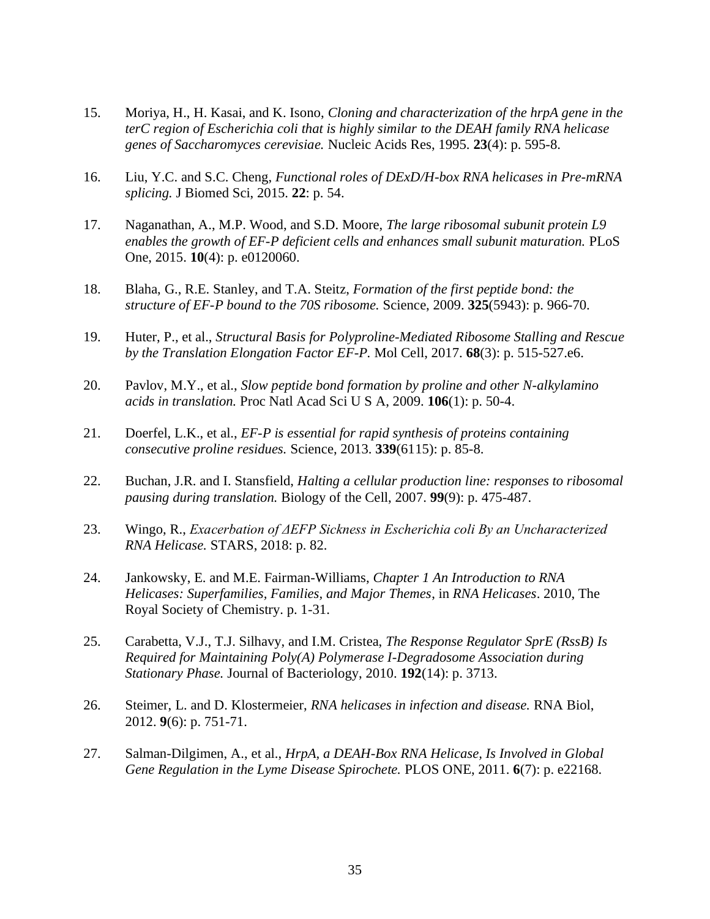15. Moriya, H., H. Kasai, and K. Isono, *Cloning and characterization of the hrpA gene in the terC region of Escherichia coli that is highly similar to the DEAH family RNA helicase genes of Saccharomyces cerevisiae.* Nucleic Acids Res, 1995. **23**(4): p. 595-8.

16. Liu, Y.C. and S.C. Cheng, *Functional roles of DExD/H-box RNA helicases in Pre-mRNA splicing.* J Biomed Sci, 2015. **22**: p. 54.

17. Naganathan, A., M.P. Wood, and S.D. Moore, *The large ribosomal subunit protein L9 enables the growth of EF-P deficient cells and enhances small subunit maturation.* PLoS One, 2015. **10**(4): p. e0120060.

18. Blaha, G., R.E. Stanley, and T.A. Steitz, *Formation of the first peptide bond: the structure of EF-P bound to the 70S ribosome.* Science, 2009. **325**(5943): p. 966-70.

19. Huter, P., et al., *Structural Basis for Polyproline-Mediated Ribosome Stalling and Rescue by the Translation Elongation Factor EF-P.* Mol Cell, 2017. **68**(3): p. 515-527.e6.

20. Pavlov, M.Y., et al., *Slow peptide bond formation by proline and other N-alkylamino acids in translation.* Proc Natl Acad Sci U S A, 2009. **106**(1): p. 50-4.

21. Doerfel, L.K., et al., *EF-P is essential for rapid synthesis of proteins containing consecutive proline residues.* Science, 2013. **339**(6115): p. 85-8.

22. Buchan, J.R. and I. Stansfield, *Halting a cellular production line: responses to ribosomal pausing during translation.* Biology of the Cell, 2007. **99**(9): p. 475-487.

23. Wingo, R., *Exacerbation of ΔEFP Sickness in Escherichia coli By an Uncharacterized RNA Helicase.* STARS, 2018: p. 82.

24. Jankowsky, E. and M.E. Fairman-Williams, *Chapter 1 An Introduction to RNA Helicases: Superfamilies, Families, and Major Themes*, in *RNA Helicases*. 2010, The Royal Society of Chemistry. p. 1-31.

25. Carabetta, V.J., T.J. Silhavy, and I.M. Cristea, *The Response Regulator SprE (RssB) Is Required for Maintaining Poly(A) Polymerase I-Degradosome Association during Stationary Phase.* Journal of Bacteriology, 2010. **192**(14): p. 3713.

26. Steimer, L. and D. Klostermeier, *RNA helicases in infection and disease.* RNA Biol, 2012. **9**(6): p. 751-71.

27. Salman-Dilgimen, A., et al., *HrpA, a DEAH-Box RNA Helicase, Is Involved in Global Gene Regulation in the Lyme Disease Spirochete.* PLOS ONE, 2011. **6**(7): p. e22168.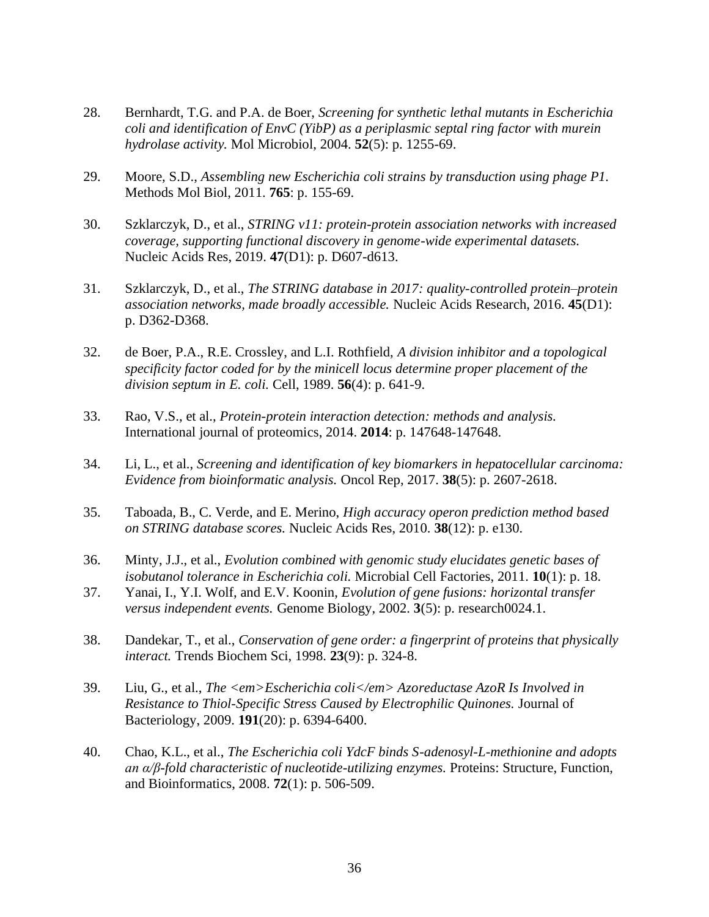28. Bernhardt, T.G. and P.A. de Boer, *Screening for synthetic lethal mutants in Escherichia coli and identification of EnvC (YibP) as a periplasmic septal ring factor with murein hydrolase activity.* Mol Microbiol, 2004. **52**(5): p. 1255-69.

29. Moore, S.D., *Assembling new Escherichia coli strains by transduction using phage P1.* Methods Mol Biol, 2011. **765**: p. 155-69.

30. Szklarczyk, D., et al., *STRING v11: protein-protein association networks with increased coverage, supporting functional discovery in genome-wide experimental datasets.* Nucleic Acids Res, 2019. **47**(D1): p. D607-d613.

31. Szklarczyk, D., et al., *The STRING database in 2017: quality-controlled protein–protein association networks, made broadly accessible.* Nucleic Acids Research, 2016. **45**(D1): p. D362-D368.

32. de Boer, P.A., R.E. Crossley, and L.I. Rothfield, *A division inhibitor and a topological specificity factor coded for by the minicell locus determine proper placement of the division septum in E. coli.* Cell, 1989. **56**(4): p. 641-9.

33. Rao, V.S., et al., *Protein-protein interaction detection: methods and analysis.* International journal of proteomics, 2014. **2014**: p. 147648-147648.

34. Li, L., et al., *Screening and identification of key biomarkers in hepatocellular carcinoma: Evidence from bioinformatic analysis.* Oncol Rep, 2017. **38**(5): p. 2607-2618.

35. Taboada, B., C. Verde, and E. Merino, *High accuracy operon prediction method based on STRING database scores.* Nucleic Acids Res, 2010. **38**(12): p. e130.

36. Minty, J.J., et al., *Evolution combined with genomic study elucidates genetic bases of isobutanol tolerance in Escherichia coli.* Microbial Cell Factories, 2011. **10**(1): p. 18.

37. Yanai, I., Y.I. Wolf, and E.V. Koonin, *Evolution of gene fusions: horizontal transfer versus independent events.* Genome Biology, 2002. **3**(5): p. research0024.1.

38. Dandekar, T., et al., *Conservation of gene order: a fingerprint of proteins that physically interact.* Trends Biochem Sci, 1998. **23**(9): p. 324-8.

39. Liu, G., et al., *The <em>Escherichia coli</em> Azoreductase AzoR Is Involved in Resistance to Thiol-Specific Stress Caused by Electrophilic Quinones.* Journal of Bacteriology, 2009. **191**(20): p. 6394-6400.

40. Chao, K.L., et al., *The Escherichia coli YdcF binds S-adenosyl-L-methionine and adopts an α/β-fold characteristic of nucleotide-utilizing enzymes.* Proteins: Structure, Function, and Bioinformatics, 2008. **72**(1): p. 506-509.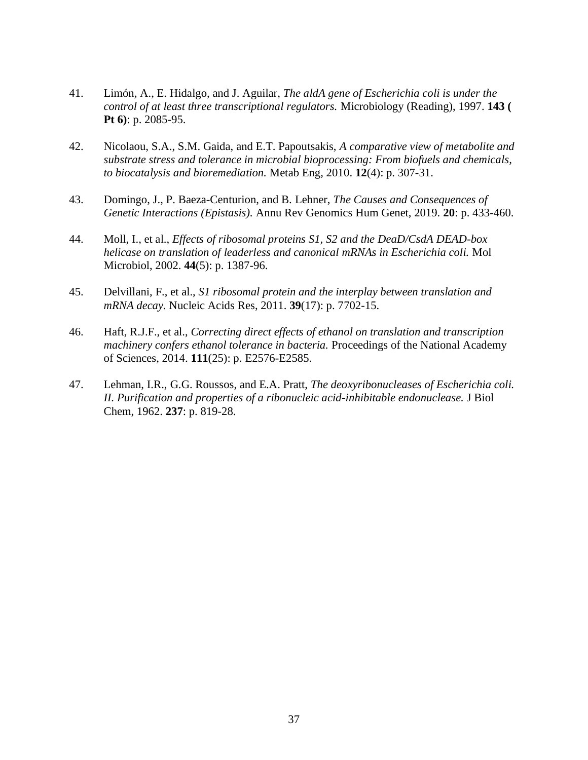41. Limón, A., E. Hidalgo, and J. Aguilar, *The aldA gene of Escherichia coli is under the control of at least three transcriptional regulators.* Microbiology (Reading), 1997. **143 ( Pt 6)**: p. 2085-95.

42. Nicolaou, S.A., S.M. Gaida, and E.T. Papoutsakis, *A comparative view of metabolite and substrate stress and tolerance in microbial bioprocessing: From biofuels and chemicals, to biocatalysis and bioremediation.* Metab Eng, 2010. **12**(4): p. 307-31.

43. Domingo, J., P. Baeza-Centurion, and B. Lehner, *The Causes and Consequences of Genetic Interactions (Epistasis).* Annu Rev Genomics Hum Genet, 2019. **20**: p. 433-460.

44. Moll, I., et al., *Effects of ribosomal proteins S1, S2 and the DeaD/CsdA DEAD-box helicase on translation of leaderless and canonical mRNAs in Escherichia coli.* Mol Microbiol, 2002. **44**(5): p. 1387-96.

45. Delvillani, F., et al., *S1 ribosomal protein and the interplay between translation and mRNA decay.* Nucleic Acids Res, 2011. **39**(17): p. 7702-15.

46. Haft, R.J.F., et al., *Correcting direct effects of ethanol on translation and transcription machinery confers ethanol tolerance in bacteria.* Proceedings of the National Academy of Sciences, 2014. **111**(25): p. E2576-E2585.

47. Lehman, I.R., G.G. Roussos, and E.A. Pratt, *The deoxyribonucleases of Escherichia coli. II. Purification and properties of a ribonucleic acid-inhibitable endonuclease.* J Biol Chem, 1962. **237**: p. 819-28.